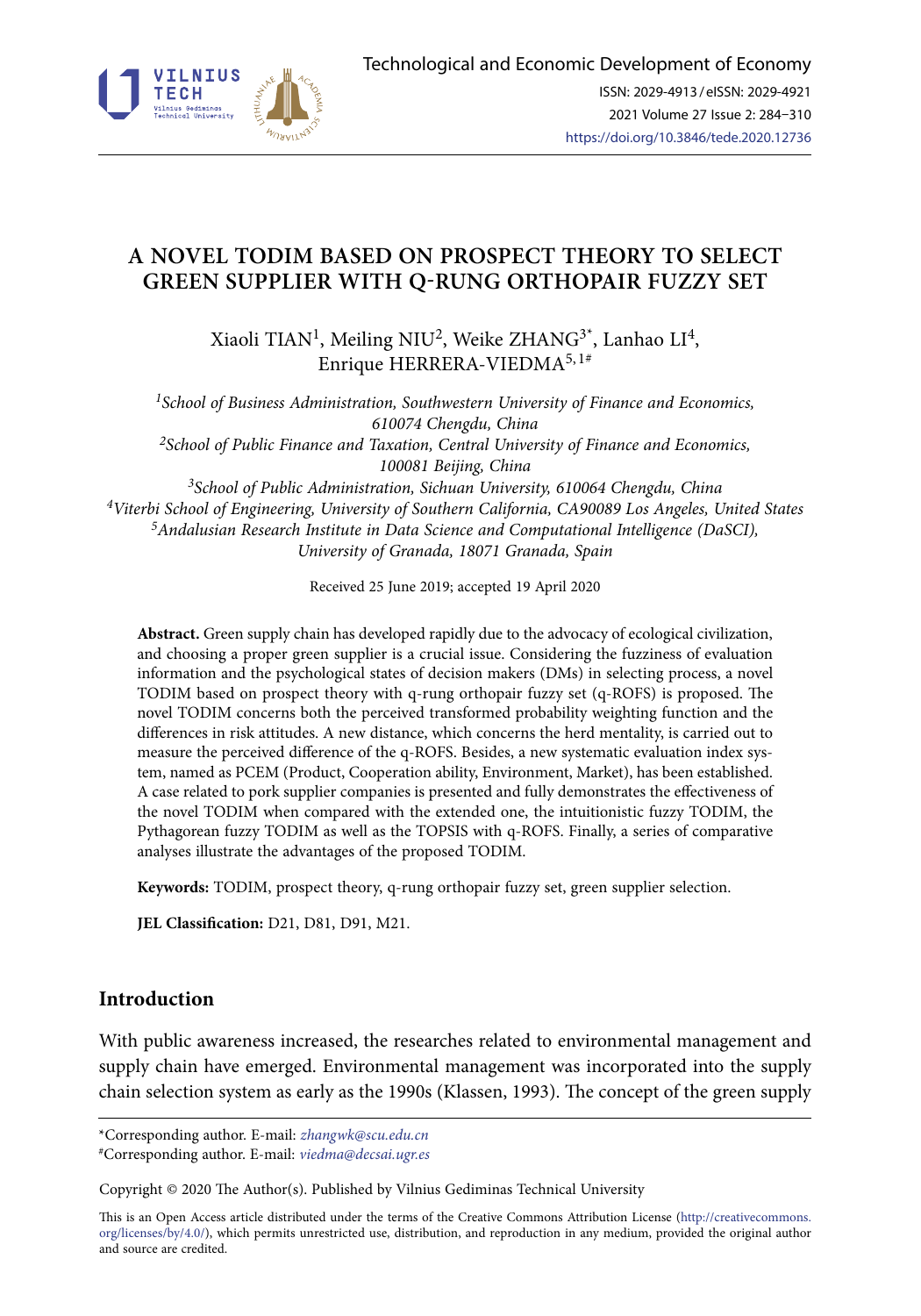# A NOVEL TODIM BASED ON PROSPECT THEORY TO SELECT GREEN SUPPLIER WITH Q-RUNG ORTHOPAIR FUZZY SET

Xiaoli TIAN[1], Meiling NIU[2], Weike ZHANG[3*], Lanhao LI[4], Enrique HERRERA-VIEDMA[5,1#]

*[1]School of Business Administration, Southwestern University of Finance and Economics, 610074 Chengdu, China*
*[2]School of Public Finance and Taxation, Central University of Finance and Economics, 100081 Beijing, China*
*[3]School of Public Administration, Sichuan University, 610064 Chengdu, China*
*[4]Viterbi School of Engineering, University of Southern California, CA90089 Los Angeles, United States*
*[5]Andalusian Research Institute in Data Science and Computational Intelligence (DaSCI), University of Granada, 18071 Granada, Spain*

Received 25 June 2019; accepted 19 April 2020

**Abstract.** Green supply chain has developed rapidly due to the advocacy of ecological civilization, and choosing a proper green supplier is a crucial issue. Considering the fuzziness of evaluation information and the psychological states of decision makers (DMs) in selecting process, a novel TODIM based on prospect theory with q-rung orthopair fuzzy set (q-ROFS) is proposed. The novel TODIM concerns both the perceived transformed probability weighting function and the differences in risk attitudes. A new distance, which concerns the herd mentality, is carried out to measure the perceived difference of the q-ROFS. Besides, a new systematic evaluation index system, named as PCEM (Product, Cooperation ability, Environment, Market), has been established. A case related to pork supplier companies is presented and fully demonstrates the effectiveness of the novel TODIM when compared with the extended one, the intuitionistic fuzzy TODIM, the Pythagorean fuzzy TODIM as well as the TOPSIS with q-ROFS. Finally, a series of comparative analyses illustrate the advantages of the proposed TODIM.

**Keywords:** TODIM, prospect theory, q-rung orthopair fuzzy set, green supplier selection.

**JEL Classification:** D21, D81, D91, M21.

## Introduction

With public awareness increased, the researches related to environmental management and supply chain have emerged. Environmental management was incorporated into the supply chain selection system as early as the 1990s (Klassen, 1993). The concept of the green supply

*Corresponding author. E-mail: *zhangwk@scu.edu.cn*
#Corresponding author. E-mail: *viedma@decsai.ugr.es*

Copyright © 2020 The Author(s). Published by Vilnius Gediminas Technical University

This is an Open Access article distributed under the terms of the Creative Commons Attribution License (http://creativecommons.org/licenses/by/4.0/), which permits unrestricted use, distribution, and reproduction in any medium, provided the original author and source are credited.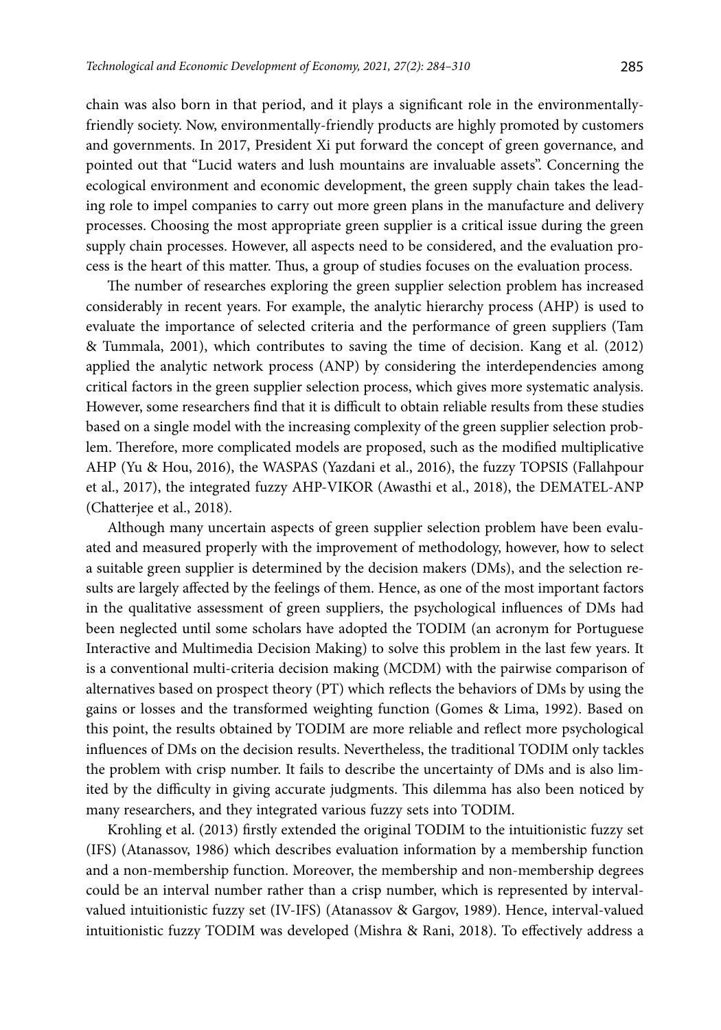chain was also born in that period, and it plays a significant role in the environmentally-friendly society. Now, environmentally-friendly products are highly promoted by customers and governments. In 2017, President Xi put forward the concept of green governance, and pointed out that "Lucid waters and lush mountains are invaluable assets". Concerning the ecological environment and economic development, the green supply chain takes the leading role to impel companies to carry out more green plans in the manufacture and delivery processes. Choosing the most appropriate green supplier is a critical issue during the green supply chain processes. However, all aspects need to be considered, and the evaluation process is the heart of this matter. Thus, a group of studies focuses on the evaluation process.

The number of researches exploring the green supplier selection problem has increased considerably in recent years. For example, the analytic hierarchy process (AHP) is used to evaluate the importance of selected criteria and the performance of green suppliers (Tam & Tummala, 2001), which contributes to saving the time of decision. Kang et al. (2012) applied the analytic network process (ANP) by considering the interdependencies among critical factors in the green supplier selection process, which gives more systematic analysis. However, some researchers find that it is difficult to obtain reliable results from these studies based on a single model with the increasing complexity of the green supplier selection problem. Therefore, more complicated models are proposed, such as the modified multiplicative AHP (Yu & Hou, 2016), the WASPAS (Yazdani et al., 2016), the fuzzy TOPSIS (Fallahpour et al., 2017), the integrated fuzzy AHP-VIKOR (Awasthi et al., 2018), the DEMATEL-ANP (Chatterjee et al., 2018).

Although many uncertain aspects of green supplier selection problem have been evaluated and measured properly with the improvement of methodology, however, how to select a suitable green supplier is determined by the decision makers (DMs), and the selection results are largely affected by the feelings of them. Hence, as one of the most important factors in the qualitative assessment of green suppliers, the psychological influences of DMs had been neglected until some scholars have adopted the TODIM (an acronym for Portuguese Interactive and Multimedia Decision Making) to solve this problem in the last few years. It is a conventional multi-criteria decision making (MCDM) with the pairwise comparison of alternatives based on prospect theory (PT) which reflects the behaviors of DMs by using the gains or losses and the transformed weighting function (Gomes & Lima, 1992). Based on this point, the results obtained by TODIM are more reliable and reflect more psychological influences of DMs on the decision results. Nevertheless, the traditional TODIM only tackles the problem with crisp number. It fails to describe the uncertainty of DMs and is also limited by the difficulty in giving accurate judgments. This dilemma has also been noticed by many researchers, and they integrated various fuzzy sets into TODIM.

Krohling et al. (2013) firstly extended the original TODIM to the intuitionistic fuzzy set (IFS) (Atanassov, 1986) which describes evaluation information by a membership function and a non-membership function. Moreover, the membership and non-membership degrees could be an interval number rather than a crisp number, which is represented by interval-valued intuitionistic fuzzy set (IV-IFS) (Atanassov & Gargov, 1989). Hence, interval-valued intuitionistic fuzzy TODIM was developed (Mishra & Rani, 2018). To effectively address a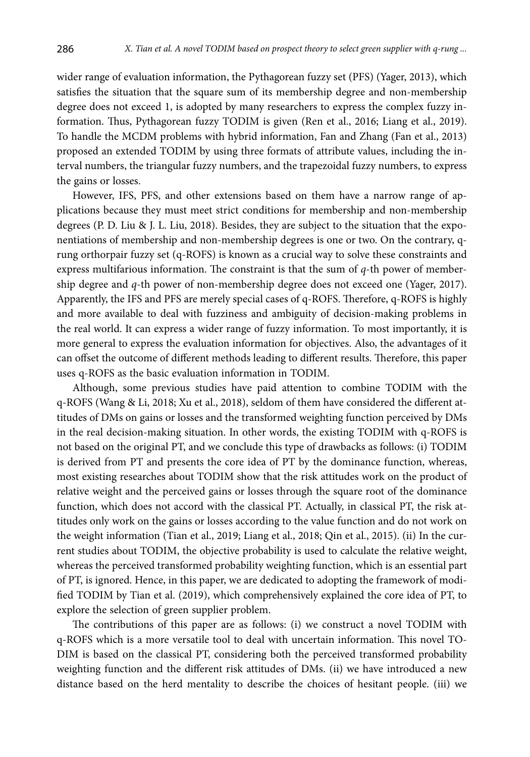wider range of evaluation information, the Pythagorean fuzzy set (PFS) (Yager, 2013), which satisfies the situation that the square sum of its membership degree and non-membership degree does not exceed 1, is adopted by many researchers to express the complex fuzzy information. Thus, Pythagorean fuzzy TODIM is given (Ren et al., 2016; Liang et al., 2019). To handle the MCDM problems with hybrid information, Fan and Zhang (Fan et al., 2013) proposed an extended TODIM by using three formats of attribute values, including the interval numbers, the triangular fuzzy numbers, and the trapezoidal fuzzy numbers, to express the gains or losses.

However, IFS, PFS, and other extensions based on them have a narrow range of applications because they must meet strict conditions for membership and non-membership degrees (P. D. Liu & J. L. Liu, 2018). Besides, they are subject to the situation that the exponentiations of membership and non-membership degrees is one or two. On the contrary, q-rung orthorpair fuzzy set (q-ROFS) is known as a crucial way to solve these constraints and express multifarious information. The constraint is that the sum of $q$-th power of membership degree and $q$-th power of non-membership degree does not exceed one (Yager, 2017). Apparently, the IFS and PFS are merely special cases of q-ROFS. Therefore, q-ROFS is highly and more available to deal with fuzziness and ambiguity of decision-making problems in the real world. It can express a wider range of fuzzy information. To most importantly, it is more general to express the evaluation information for objectives. Also, the advantages of it can offset the outcome of different methods leading to different results. Therefore, this paper uses q-ROFS as the basic evaluation information in TODIM.

Although, some previous studies have paid attention to combine TODIM with the q-ROFS (Wang & Li, 2018; Xu et al., 2018), seldom of them have considered the different attitudes of DMs on gains or losses and the transformed weighting function perceived by DMs in the real decision-making situation. In other words, the existing TODIM with q-ROFS is not based on the original PT, and we conclude this type of drawbacks as follows: (i) TODIM is derived from PT and presents the core idea of PT by the dominance function, whereas, most existing researches about TODIM show that the risk attitudes work on the product of relative weight and the perceived gains or losses through the square root of the dominance function, which does not accord with the classical PT. Actually, in classical PT, the risk attitudes only work on the gains or losses according to the value function and do not work on the weight information (Tian et al., 2019; Liang et al., 2018; Qin et al., 2015). (ii) In the current studies about TODIM, the objective probability is used to calculate the relative weight, whereas the perceived transformed probability weighting function, which is an essential part of PT, is ignored. Hence, in this paper, we are dedicated to adopting the framework of modified TODIM by Tian et al. (2019), which comprehensively explained the core idea of PT, to explore the selection of green supplier problem.

The contributions of this paper are as follows: (i) we construct a novel TODIM with q-ROFS which is a more versatile tool to deal with uncertain information. This novel TODIM is based on the classical PT, considering both the perceived transformed probability weighting function and the different risk attitudes of DMs. (ii) we have introduced a new distance based on the herd mentality to describe the choices of hesitant people. (iii) we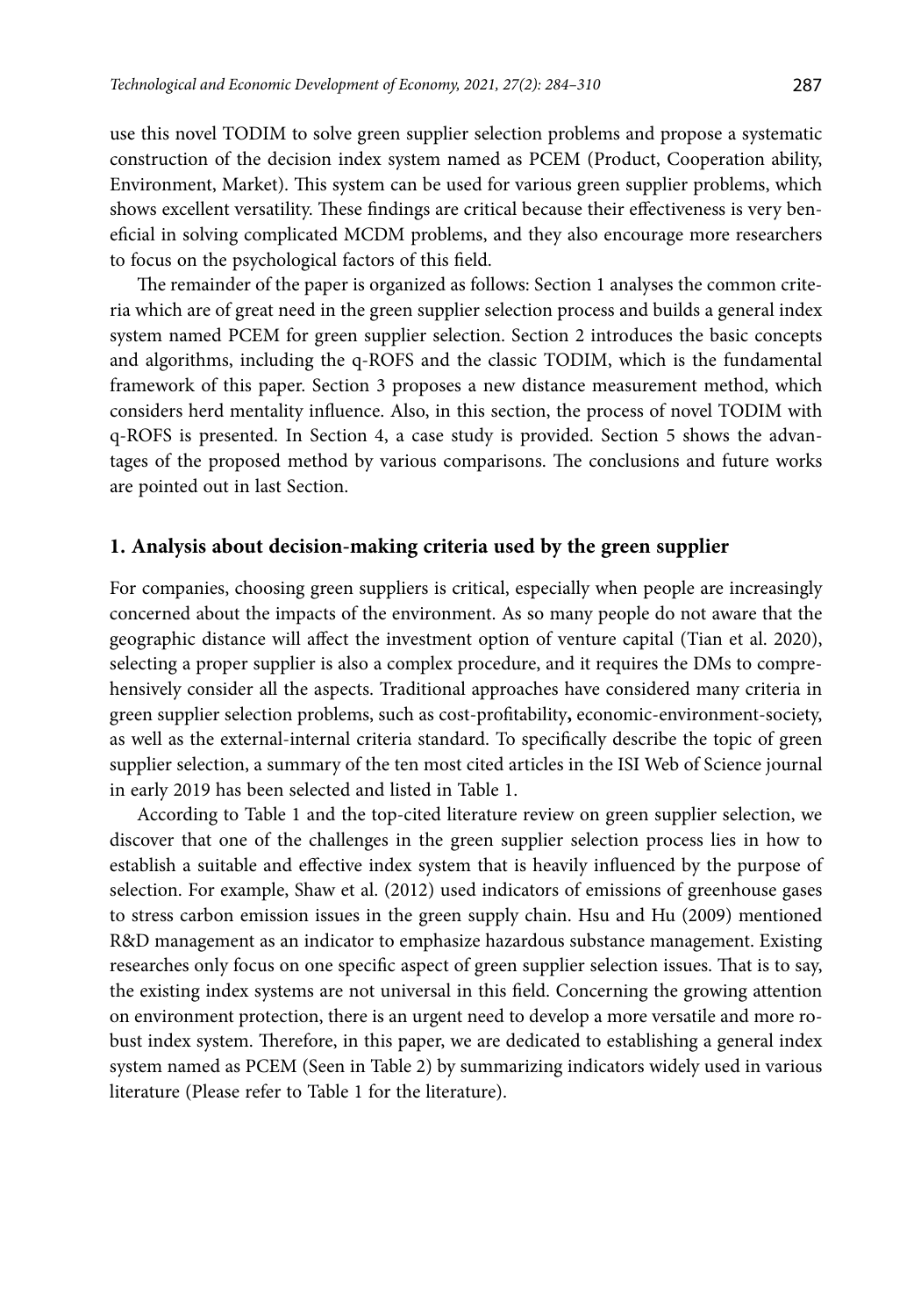use this novel TODIM to solve green supplier selection problems and propose a systematic construction of the decision index system named as PCEM (Product, Cooperation ability, Environment, Market). This system can be used for various green supplier problems, which shows excellent versatility. These findings are critical because their effectiveness is very beneficial in solving complicated MCDM problems, and they also encourage more researchers to focus on the psychological factors of this field.

The remainder of the paper is organized as follows: Section 1 analyses the common criteria which are of great need in the green supplier selection process and builds a general index system named PCEM for green supplier selection. Section 2 introduces the basic concepts and algorithms, including the q-ROFS and the classic TODIM, which is the fundamental framework of this paper. Section 3 proposes a new distance measurement method, which considers herd mentality influence. Also, in this section, the process of novel TODIM with q-ROFS is presented. In Section 4, a case study is provided. Section 5 shows the advantages of the proposed method by various comparisons. The conclusions and future works are pointed out in last Section.

## 1. Analysis about decision-making criteria used by the green supplier

For companies, choosing green suppliers is critical, especially when people are increasingly concerned about the impacts of the environment. As so many people do not aware that the geographic distance will affect the investment option of venture capital (Tian et al. 2020), selecting a proper supplier is also a complex procedure, and it requires the DMs to comprehensively consider all the aspects. Traditional approaches have considered many criteria in green supplier selection problems, such as cost-profitability**,** economic-environment-society, as well as the external-internal criteria standard. To specifically describe the topic of green supplier selection, a summary of the ten most cited articles in the ISI Web of Science journal in early 2019 has been selected and listed in Table 1.

According to Table 1 and the top-cited literature review on green supplier selection, we discover that one of the challenges in the green supplier selection process lies in how to establish a suitable and effective index system that is heavily influenced by the purpose of selection. For example, Shaw et al. (2012) used indicators of emissions of greenhouse gases to stress carbon emission issues in the green supply chain. Hsu and Hu (2009) mentioned R&D management as an indicator to emphasize hazardous substance management. Existing researches only focus on one specific aspect of green supplier selection issues. That is to say, the existing index systems are not universal in this field. Concerning the growing attention on environment protection, there is an urgent need to develop a more versatile and more robust index system. Therefore, in this paper, we are dedicated to establishing a general index system named as PCEM (Seen in Table 2) by summarizing indicators widely used in various literature (Please refer to Table 1 for the literature).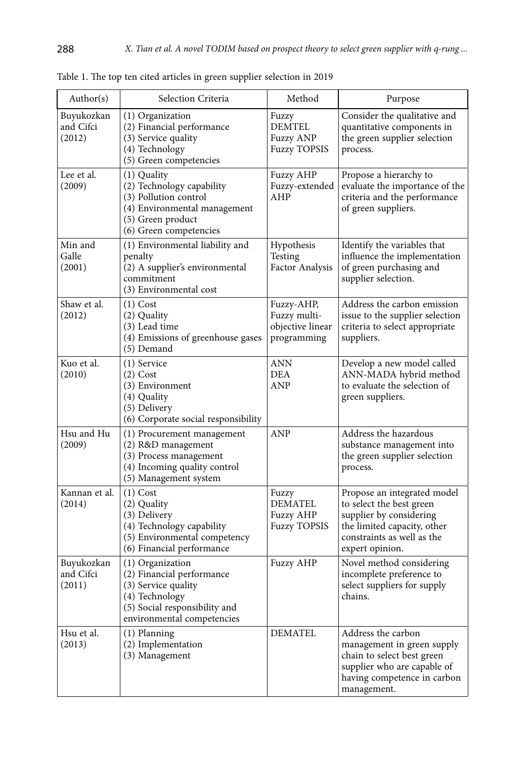Table 1. The top ten cited articles in green supplier selection in 2019

| Author(s) | Selection Criteria | Method | Purpose |
|---|---|---|---|
| Buyukozkan and Cifci (2012) | (1) Organization<br>(2) Financial performance<br>(3) Service quality<br>(4) Technology<br>(5) Green competencies | Fuzzy DEMTEL<br>Fuzzy ANP<br>Fuzzy TOPSIS | Consider the qualitative and quantitative components in the green supplier selection process. |
| Lee et al. (2009) | (1) Quality<br>(2) Technology capability<br>(3) Pollution control<br>(4) Environmental management<br>(5) Green product<br>(6) Green competencies | Fuzzy AHP<br>Fuzzy-extended AHP | Propose a hierarchy to evaluate the importance of the criteria and the performance of green suppliers. |
| Min and Galle (2001) | (1) Environmental liability and penalty<br>(2) A supplier's environmental commitment<br>(3) Environmental cost | Hypothesis Testing<br>Factor Analysis | Identify the variables that influence the implementation of green purchasing and supplier selection. |
| Shaw et al. (2012) | (1) Cost<br>(2) Quality<br>(3) Lead time<br>(4) Emissions of greenhouse gases<br>(5) Demand | Fuzzy-AHP, Fuzzy multi-objective linear programming | Address the carbon emission issue to the supplier selection criteria to select appropriate suppliers. |
| Kuo et al. (2010) | (1) Service<br>(2) Cost<br>(3) Environment<br>(4) Quality<br>(5) Delivery<br>(6) Corporate social responsibility | ANN<br>DEA<br>ANP | Develop a new model called ANN-MADA hybrid method to evaluate the selection of green suppliers. |
| Hsu and Hu (2009) | (1) Procurement management<br>(2) R&D management<br>(3) Process management<br>(4) Incoming quality control<br>(5) Management system | ANP | Address the hazardous substance management into the green supplier selection process. |
| Kannan et al. (2014) | (1) Cost<br>(2) Quality<br>(3) Delivery<br>(4) Technology capability<br>(5) Environmental competency<br>(6) Financial performance | Fuzzy DEMATEL<br>Fuzzy AHP<br>Fuzzy TOPSIS | Propose an integrated model to select the best green supplier by considering the limited capacity, other constraints as well as the expert opinion. |
| Buyukozkan and Cifci (2011) | (1) Organization<br>(2) Financial performance<br>(3) Service quality<br>(4) Technology<br>(5) Social responsibility and environmental competencies | Fuzzy AHP | Novel method considering incomplete preference to select suppliers for supply chains. |
| Hsu et al. (2013) | (1) Planning<br>(2) Implementation<br>(3) Management | DEMATEL | Address the carbon management in green supply chain to select best green supplier who are capable of having competence in carbon management. |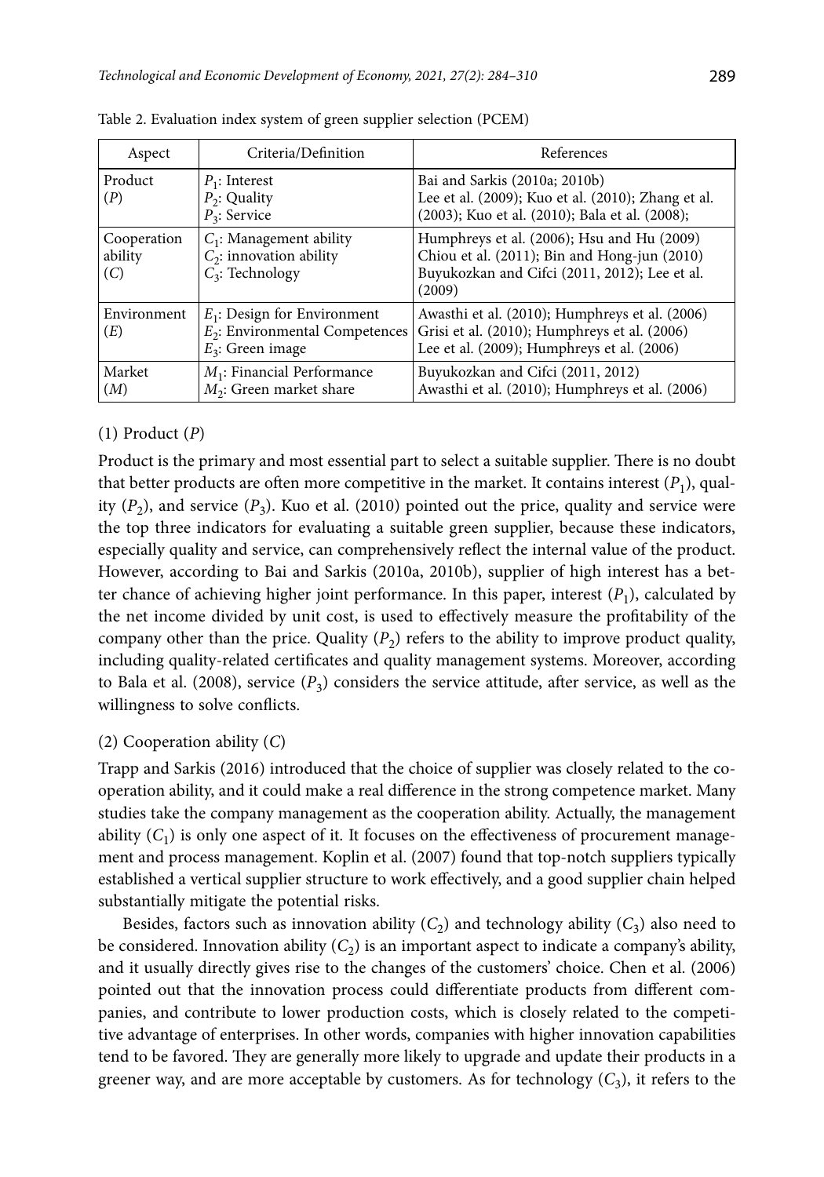Table 2. Evaluation index system of green supplier selection (PCEM)

| Aspect | Criteria/Definition | References |
|---|---|---|
| Product ($P$) | $P_1$: Interest<br>$P_2$: Quality<br>$P_3$: Service | Bai and Sarkis (2010a; 2010b)<br>Lee et al. (2009); Kuo et al. (2010); Zhang et al. (2003); Kuo et al. (2010); Bala et al. (2008); |
| Cooperation ability ($C$) | $C_1$: Management ability<br>$C_2$: innovation ability<br>$C_3$: Technology | Humphreys et al. (2006); Hsu and Hu (2009)<br>Chiou et al. (2011); Bin and Hong-jun (2010)<br>Buyukozkan and Cifci (2011, 2012); Lee et al. (2009) |
| Environment ($E$) | $E_1$: Design for Environment<br>$E_2$: Environmental Competences<br>$E_3$: Green image | Awasthi et al. (2010); Humphreys et al. (2006)<br>Grisi et al. (2010); Humphreys et al. (2006)<br>Lee et al. (2009); Humphreys et al. (2006) |
| Market ($M$) | $M_1$: Financial Performance<br>$M_2$: Green market share | Buyukozkan and Cifci (2011, 2012)<br>Awasthi et al. (2010); Humphreys et al. (2006) |

(1) Product ($P$)

Product is the primary and most essential part to select a suitable supplier. There is no doubt that better products are often more competitive in the market. It contains interest ($P_1$), quality ($P_2$), and service ($P_3$). Kuo et al. (2010) pointed out the price, quality and service were the top three indicators for evaluating a suitable green supplier, because these indicators, especially quality and service, can comprehensively reflect the internal value of the product. However, according to Bai and Sarkis (2010a, 2010b), supplier of high interest has a better chance of achieving higher joint performance. In this paper, interest ($P_1$), calculated by the net income divided by unit cost, is used to effectively measure the profitability of the company other than the price. Quality ($P_2$) refers to the ability to improve product quality, including quality-related certificates and quality management systems. Moreover, according to Bala et al. (2008), service ($P_3$) considers the service attitude, after service, as well as the willingness to solve conflicts.

(2) Cooperation ability ($C$)

Trapp and Sarkis (2016) introduced that the choice of supplier was closely related to the cooperation ability, and it could make a real difference in the strong competence market. Many studies take the company management as the cooperation ability. Actually, the management ability ($C_1$) is only one aspect of it. It focuses on the effectiveness of procurement management and process management. Koplin et al. (2007) found that top-notch suppliers typically established a vertical supplier structure to work effectively, and a good supplier chain helped substantially mitigate the potential risks.

Besides, factors such as innovation ability ($C_2$) and technology ability ($C_3$) also need to be considered. Innovation ability ($C_2$) is an important aspect to indicate a company's ability, and it usually directly gives rise to the changes of the customers' choice. Chen et al. (2006) pointed out that the innovation process could differentiate products from different companies, and contribute to lower production costs, which is closely related to the competitive advantage of enterprises. In other words, companies with higher innovation capabilities tend to be favored. They are generally more likely to upgrade and update their products in a greener way, and are more acceptable by customers. As for technology ($C_3$), it refers to the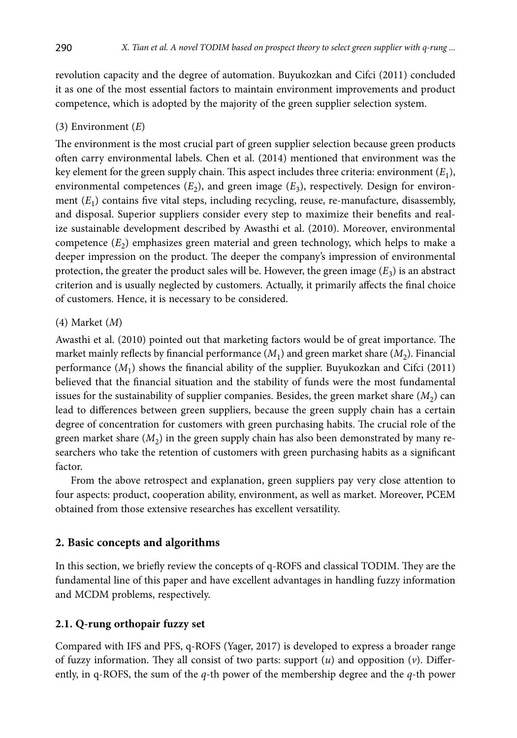revolution capacity and the degree of automation. Buyukozkan and Cifci (2011) concluded it as one of the most essential factors to maintain environment improvements and product competence, which is adopted by the majority of the green supplier selection system.

(3) Environment (*E*)

The environment is the most crucial part of green supplier selection because green products often carry environmental labels. Chen et al. (2014) mentioned that environment was the key element for the green supply chain. This aspect includes three criteria: environment ($E_1$), environmental competences ($E_2$), and green image ($E_3$), respectively. Design for environment ($E_1$) contains five vital steps, including recycling, reuse, re-manufacture, disassembly, and disposal. Superior suppliers consider every step to maximize their benefits and realize sustainable development described by Awasthi et al. (2010). Moreover, environmental competence ($E_2$) emphasizes green material and green technology, which helps to make a deeper impression on the product. The deeper the company's impression of environmental protection, the greater the product sales will be. However, the green image ($E_3$) is an abstract criterion and is usually neglected by customers. Actually, it primarily affects the final choice of customers. Hence, it is necessary to be considered.

(4) Market (*M*)

Awasthi et al. (2010) pointed out that marketing factors would be of great importance. The market mainly reflects by financial performance ($M_1$) and green market share ($M_2$). Financial performance ($M_1$) shows the financial ability of the supplier. Buyukozkan and Cifci (2011) believed that the financial situation and the stability of funds were the most fundamental issues for the sustainability of supplier companies. Besides, the green market share ($M_2$) can lead to differences between green suppliers, because the green supply chain has a certain degree of concentration for customers with green purchasing habits. The crucial role of the green market share ($M_2$) in the green supply chain has also been demonstrated by many researchers who take the retention of customers with green purchasing habits as a significant factor.

From the above retrospect and explanation, green suppliers pay very close attention to four aspects: product, cooperation ability, environment, as well as market. Moreover, PCEM obtained from those extensive researches has excellent versatility.

## 2. Basic concepts and algorithms

In this section, we briefly review the concepts of q-ROFS and classical TODIM. They are the fundamental line of this paper and have excellent advantages in handling fuzzy information and MCDM problems, respectively.

### 2.1. Q-rung orthopair fuzzy set

Compared with IFS and PFS, q-ROFS (Yager, 2017) is developed to express a broader range of fuzzy information. They all consist of two parts: support ($u$) and opposition ($v$). Differently, in q-ROFS, the sum of the $q$-th power of the membership degree and the $q$-th power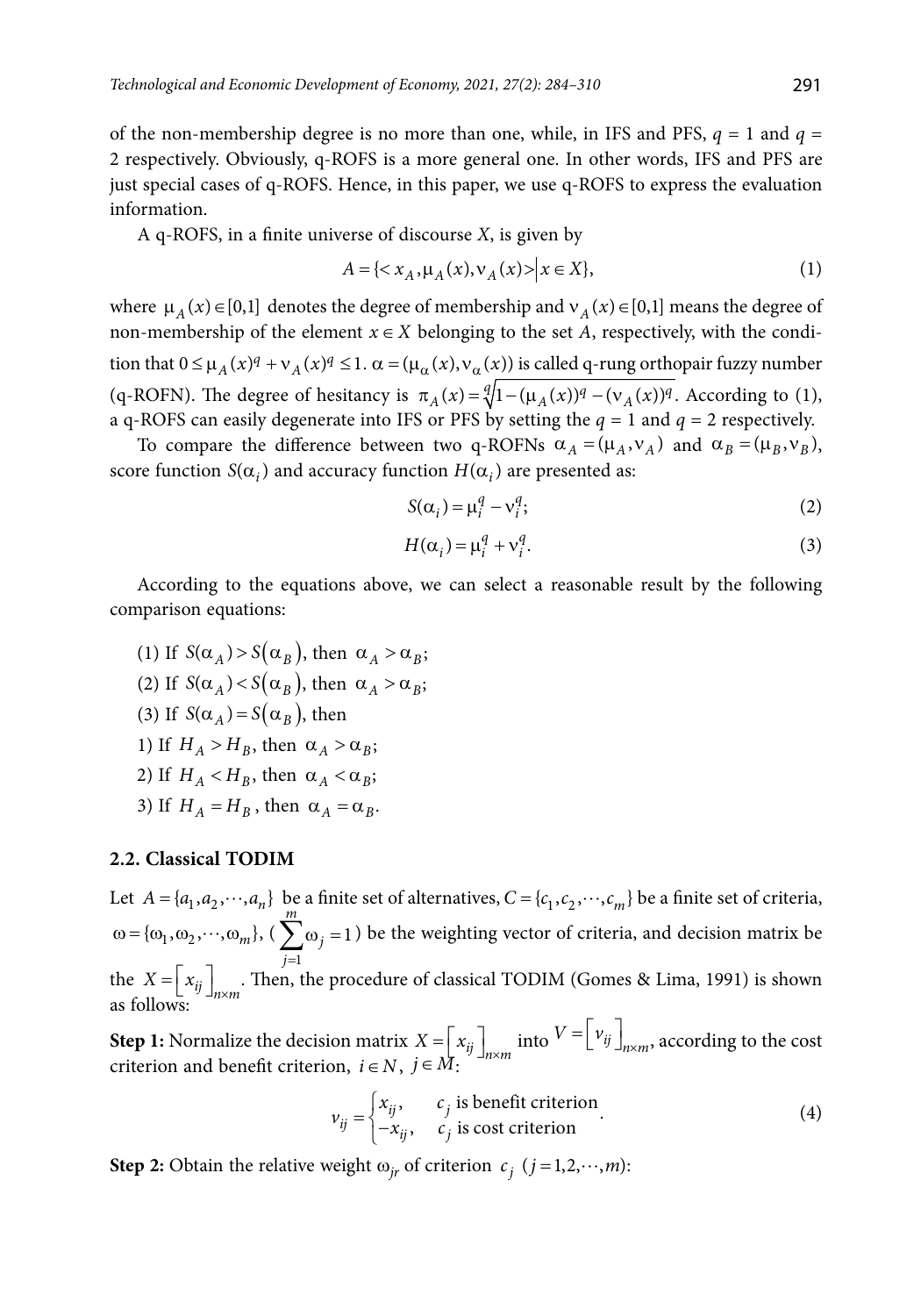of the non-membership degree is no more than one, while, in IFS and PFS, $q = 1$ and $q = 2$ respectively. Obviously, q-ROFS is a more general one. In other words, IFS and PFS are just special cases of q-ROFS. Hence, in this paper, we use q-ROFS to express the evaluation information.

A q-ROFS, in a finite universe of discourse $X$, is given by

$$A = \{< x_A, \mu_A(x), \nu_A(x) > | x \in X\}, \tag{1}$$

where $\mu_A(x) \in [0,1]$ denotes the degree of membership and $\nu_A(x) \in [0,1]$ means the degree of non-membership of the element $x \in X$ belonging to the set $A$, respectively, with the condition that $0 \le \mu_A(x)^q + \nu_A(x)^q \le 1$. $\alpha = (\mu_\alpha(x), \nu_\alpha(x))$ is called q-rung orthopair fuzzy number (q-ROFN). The degree of hesitancy is $\pi_A(x) = \sqrt[q]{1 - (\mu_A(x))^q - (\nu_A(x))^q}$. According to (1), a q-ROFS can easily degenerate into IFS or PFS by setting the $q = 1$ and $q = 2$ respectively.

To compare the difference between two q-ROFNs $\alpha_A = (\mu_A, \nu_A)$ and $\alpha_B = (\mu_B, \nu_B)$, score function $S(\alpha_i)$ and accuracy function $H(\alpha_i)$ are presented as:

$$S(\alpha_i) = \mu_i^q - \nu_i^q; \tag{2}$$

$$H(\alpha_i) = \mu_i^q + \nu_i^q. \tag{3}$$

According to the equations above, we can select a reasonable result by the following comparison equations:

(1) If $S(\alpha_A) > S(\alpha_B)$, then $\alpha_A > \alpha_B$;
(2) If $S(\alpha_A) < S(\alpha_B)$, then $\alpha_A > \alpha_B$;
(3) If $S(\alpha_A) = S(\alpha_B)$, then
1) If $H_A > H_B$, then $\alpha_A > \alpha_B$;
2) If $H_A < H_B$, then $\alpha_A < \alpha_B$;
3) If $H_A = H_B$, then $\alpha_A = \alpha_B$.

### 2.2. Classical TODIM

Let $A = \{a_1, a_2, \cdots, a_n\}$ be a finite set of alternatives, $C = \{c_1, c_2, \cdots, c_m\}$ be a finite set of criteria, $\omega = \{\omega_1, \omega_2, \cdots, \omega_m\}$, ($\sum_{j=1}^{m} \omega_j = 1$) be the weighting vector of criteria, and decision matrix be the $X = \left[x_{ij}\right]_{n \times m}$. Then, the procedure of classical TODIM (Gomes & Lima, 1991) is shown as follows:

**Step 1:** Normalize the decision matrix $X = \left[x_{ij}\right]_{n \times m}$ into $V = \left[v_{ij}\right]_{n \times m}$, according to the cost criterion and benefit criterion, $i \in N$, $j \in M$:

$$v_{ij} = \begin{cases} x_{ij}, & c_j \text{ is benefit criterion} \\ -x_{ij}, & c_j \text{ is cost criterion} \end{cases}. \tag{4}$$

**Step 2:** Obtain the relative weight $\omega_{jr}$ of criterion $c_j$ $(j = 1, 2, \cdots, m)$: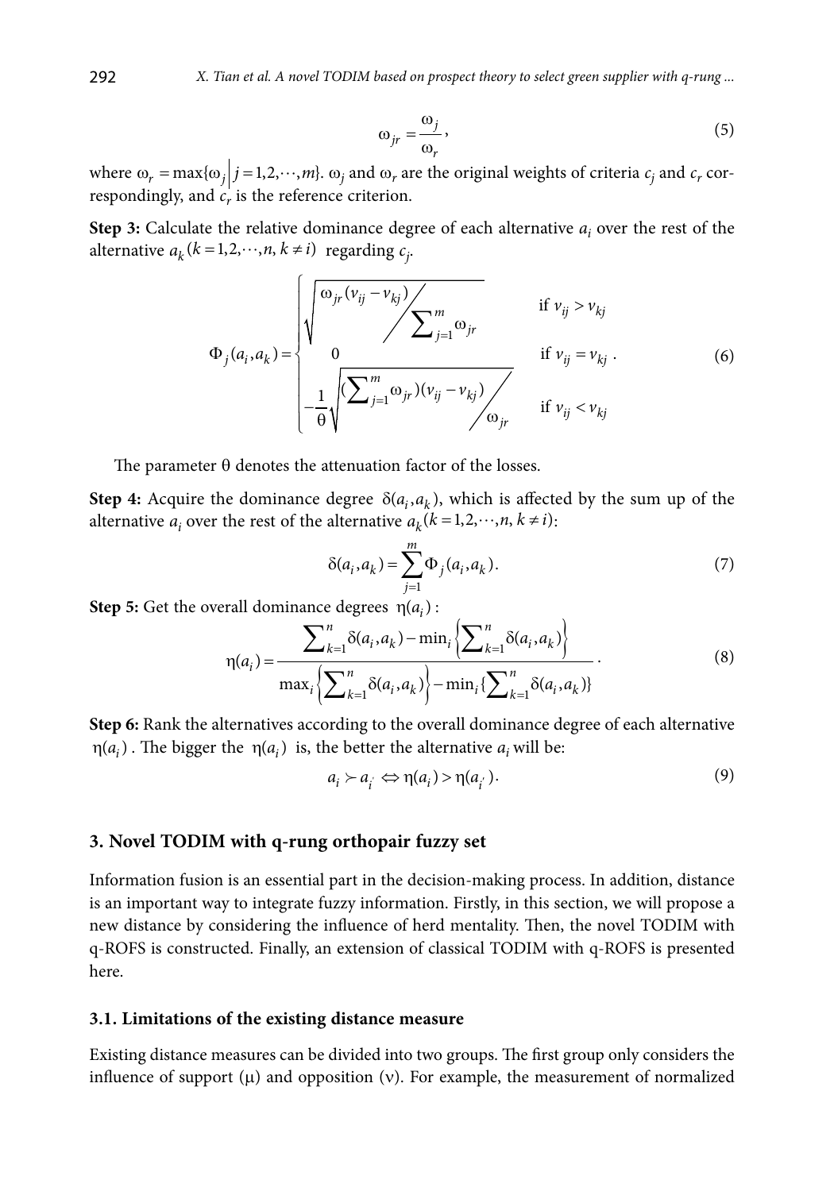$$\omega_{jr} = \frac{\omega_j}{\omega_r}, \tag{5}$$

where $\omega_r = \max\{\omega_j \mid j = 1, 2, \cdots, m\}$. $\omega_j$ and $\omega_r$ are the original weights of criteria $c_j$ and $c_r$ correspondingly, and $c_r$ is the reference criterion.

**Step 3:** Calculate the relative dominance degree of each alternative $a_i$ over the rest of the alternative $a_k (k = 1, 2, \cdots, n,\ k \neq i)$ regarding $c_j$.

$$\Phi_j(a_i, a_k) = \begin{cases} \sqrt{\omega_{jr}(v_{ij} - v_{kj}) \Big/ \sum_{j=1}^{m} \omega_{jr}} & \text{if } v_{ij} > v_{kj} \\ 0 & \text{if } v_{ij} = v_{kj} \\ -\frac{1}{\theta}\sqrt{\left(\sum_{j=1}^{m} \omega_{jr}\right)(v_{ij} - v_{kj}) \Big/ \omega_{jr}} & \text{if } v_{ij} < v_{kj} \end{cases}. \tag{6}$$

The parameter $\theta$ denotes the attenuation factor of the losses.

**Step 4:** Acquire the dominance degree $\delta(a_i, a_k)$, which is affected by the sum up of the alternative $a_i$ over the rest of the alternative $a_k (k = 1, 2, \cdots, n,\ k \neq i)$:

$$\delta(a_i, a_k) = \sum_{j=1}^{m} \Phi_j(a_i, a_k). \tag{7}$$

**Step 5:** Get the overall dominance degrees $\eta(a_i)$:

$$\eta(a_i) = \frac{\sum_{k=1}^{n} \delta(a_i, a_k) - \min_i \left\{ \sum_{k=1}^{n} \delta(a_i, a_k) \right\}}{\max_i \left\{ \sum_{k=1}^{n} \delta(a_i, a_k) \right\} - \min_i \left\{ \sum_{k=1}^{n} \delta(a_i, a_k) \right\}}. \tag{8}$$

**Step 6:** Rank the alternatives according to the overall dominance degree of each alternative $\eta(a_i)$. The bigger the $\eta(a_i)$ is, the better the alternative $a_i$ will be:

$$a_i \succ a_{i'} \Leftrightarrow \eta(a_i) > \eta(a_{i'}). \tag{9}$$

## 3. Novel TODIM with q-rung orthopair fuzzy set

Information fusion is an essential part in the decision-making process. In addition, distance is an important way to integrate fuzzy information. Firstly, in this section, we will propose a new distance by considering the influence of herd mentality. Then, the novel TODIM with q-ROFS is constructed. Finally, an extension of classical TODIM with q-ROFS is presented here.

### 3.1. Limitations of the existing distance measure

Existing distance measures can be divided into two groups. The first group only considers the influence of support ($\mu$) and opposition ($\nu$). For example, the measurement of normalized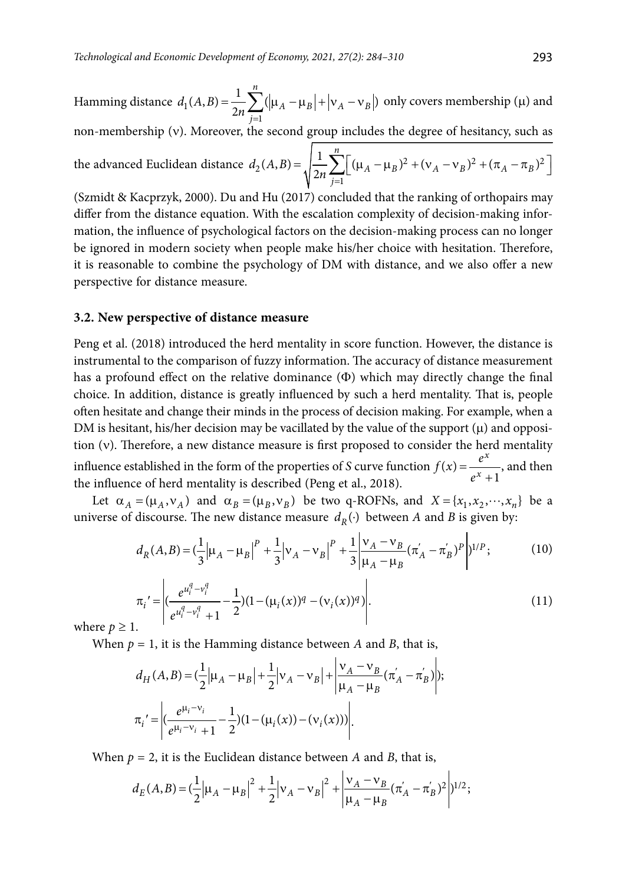Hamming distance $d_1(A,B) = \frac{1}{2n}\sum_{j=1}^{n}(|\mu_A - \mu_B| + |\nu_A - \nu_B|)$ only covers membership ($\mu$) and non-membership ($\nu$). Moreover, the second group includes the degree of hesitancy, such as the advanced Euclidean distance $d_2(A,B) = \sqrt{\frac{1}{2n}\sum_{j=1}^{n}\left[(\mu_A - \mu_B)^2 + (\nu_A - \nu_B)^2 + (\pi_A - \pi_B)^2\right]}$ (Szmidt & Kacprzyk, 2000). Du and Hu (2017) concluded that the ranking of orthopairs may differ from the distance equation. With the escalation complexity of decision-making information, the influence of psychological factors on the decision-making process can no longer be ignored in modern society when people make his/her choice with hesitation. Therefore, it is reasonable to combine the psychology of DM with distance, and we also offer a new perspective for distance measure.

### 3.2. New perspective of distance measure

Peng et al. (2018) introduced the herd mentality in score function. However, the distance is instrumental to the comparison of fuzzy information. The accuracy of distance measurement has a profound effect on the relative dominance ($\Phi$) which may directly change the final choice. In addition, distance is greatly influenced by such a herd mentality. That is, people often hesitate and change their minds in the process of decision making. For example, when a DM is hesitant, his/her decision may be vacillated by the value of the support ($\mu$) and opposition ($\nu$). Therefore, a new distance measure is first proposed to consider the herd mentality influence established in the form of the properties of *S* curve function $f(x) = \frac{e^x}{e^x + 1}$, and then the influence of herd mentality is described (Peng et al., 2018).

Let $\alpha_A = (\mu_A, \nu_A)$ and $\alpha_B = (\mu_B, \nu_B)$ be two q-ROFNs, and $X = \{x_1, x_2, \cdots, x_n\}$ be a universe of discourse. The new distance measure $d_R(\cdot)$ between *A* and *B* is given by:

$$d_R(A,B) = \left(\frac{1}{3}|\mu_A - \mu_B|^P + \frac{1}{3}|\nu_A - \nu_B|^P + \frac{1}{3}\left|\frac{\nu_A - \nu_B}{\mu_A - \mu_B}(\pi_A' - \pi_B')^P\right|\right)^{1/P}; \tag{10}$$

$$\pi_i' = \left|\left(\frac{e^{u_i^q - v_i^q}}{e^{u_i^q - v_i^q} + 1} - \frac{1}{2}\right)(1 - (\mu_i(x))^q - (\nu_i(x))^q)\right|. \tag{11}$$

where $p \geq 1$.

When $p = 1$, it is the Hamming distance between *A* and *B*, that is,

$$d_H(A,B) = \left(\frac{1}{2}|\mu_A - \mu_B| + \frac{1}{2}|\nu_A - \nu_B| + \left|\frac{\nu_A - \nu_B}{\mu_A - \mu_B}(\pi_A' - \pi_B')\right|\right);$$

$$\pi_i' = \left|\left(\frac{e^{\mu_i - \nu_i}}{e^{\mu_i - \nu_i} + 1} - \frac{1}{2}\right)(1 - (\mu_i(x)) - (\nu_i(x)))\right|.$$

When $p = 2$, it is the Euclidean distance between *A* and *B*, that is,

$$d_E(A,B) = \left(\frac{1}{2}|\mu_A - \mu_B|^2 + \frac{1}{2}|\nu_A - \nu_B|^2 + \left|\frac{\nu_A - \nu_B}{\mu_A - \mu_B}(\pi_A' - \pi_B')^2\right|\right)^{1/2};$$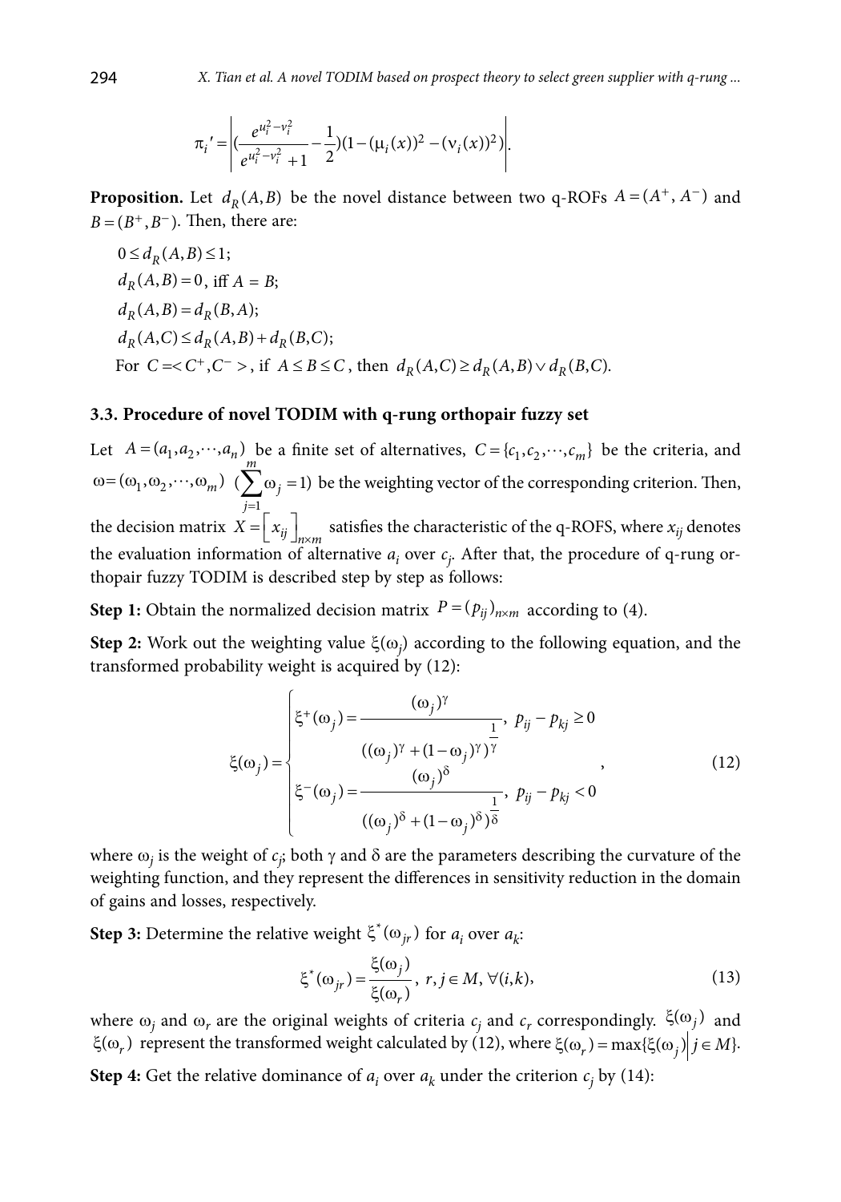$$\pi_i{}' = \left| \left( \frac{e^{u_i^2 - v_i^2}}{e^{u_i^2 - v_i^2} + 1} - \frac{1}{2} \right) (1 - (\mu_i(x))^2 - (\nu_i(x))^2) \right|.$$

**Proposition.** Let $d_R(A,B)$ be the novel distance between two q-ROFs $A = (A^+, A^-)$ and $B = (B^+, B^-)$. Then, there are:

$0 \le d_R(A,B) \le 1$;

$d_R(A,B) = 0$, iff $A = B$;

$d_R(A,B) = d_R(B,A)$;

$d_R(A,C) \le d_R(A,B) + d_R(B,C)$;

For $C = < C^+, C^- >$, if $A \le B \le C$, then $d_R(A,C) \ge d_R(A,B) \vee d_R(B,C)$.

### 3.3. Procedure of novel TODIM with q-rung orthopair fuzzy set

Let $A = (a_1, a_2, \cdots, a_n)$ be a finite set of alternatives, $C = \{c_1, c_2, \cdots, c_m\}$ be the criteria, and $\omega = (\omega_1, \omega_2, \cdots, \omega_m)$ $(\sum_{j=1}^{m} \omega_j = 1)$ be the weighting vector of the corresponding criterion. Then, the decision matrix $X = \left[ x_{ij} \right]_{n \times m}$ satisfies the characteristic of the q-ROFS, where $x_{ij}$ denotes the evaluation information of alternative $a_i$ over $c_j$. After that, the procedure of q-rung orthopair fuzzy TODIM is described step by step as follows:

**Step 1:** Obtain the normalized decision matrix $P = (p_{ij})_{n \times m}$ according to (4).

**Step 2:** Work out the weighting value $\xi(\omega_j)$ according to the following equation, and the transformed probability weight is acquired by (12):

$$\xi(\omega_j) = \begin{cases} \xi^+(\omega_j) = \dfrac{(\omega_j)^\gamma}{((\omega_j)^\gamma + (1-\omega_j)^\gamma)^{\frac{1}{\gamma}}}, \; p_{ij} - p_{kj} \ge 0 \\ \xi^-(\omega_j) = \dfrac{(\omega_j)^\delta}{((\omega_j)^\delta + (1-\omega_j)^\delta)^{\frac{1}{\delta}}}, \; p_{ij} - p_{kj} < 0 \end{cases}, \tag{12}$$

where $\omega_j$ is the weight of $c_j$; both $\gamma$ and $\delta$ are the parameters describing the curvature of the weighting function, and they represent the differences in sensitivity reduction in the domain of gains and losses, respectively.

**Step 3:** Determine the relative weight $\xi^*(\omega_{jr})$ for $a_i$ over $a_k$:

$$\xi^*(\omega_{jr}) = \frac{\xi(\omega_j)}{\xi(\omega_r)}, \; r, j \in M, \forall (i,k), \tag{13}$$

where $\omega_j$ and $\omega_r$ are the original weights of criteria $c_j$ and $c_r$ correspondingly. $\xi(\omega_j)$ and $\xi(\omega_r)$ represent the transformed weight calculated by (12), where $\xi(\omega_r) = \max\{\xi(\omega_j) | j \in M\}$.

**Step 4:** Get the relative dominance of $a_i$ over $a_k$ under the criterion $c_j$ by (14):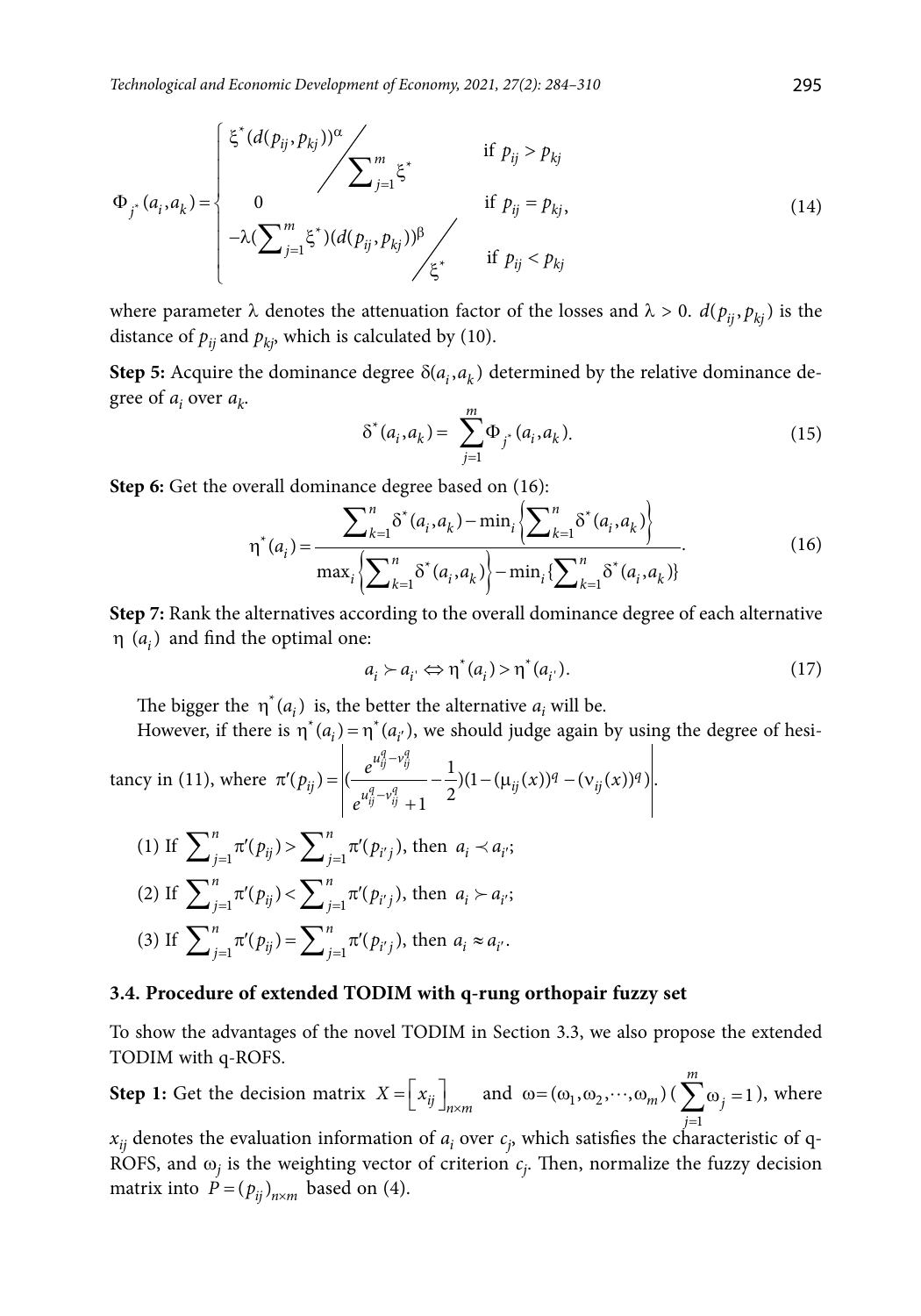$$\Phi_{j^*}(a_i,a_k)=\begin{cases}\xi^*(d(p_{ij},p_{kj}))^{\alpha}\Big/\sum_{j=1}^{m}\xi^* & \text{if } p_{ij}>p_{kj}\\ 0 & \text{if } p_{ij}=p_{kj},\\ -\lambda(\sum_{j=1}^{m}\xi^*)(d(p_{ij},p_{kj}))^{\beta}\Big/\xi^* & \text{if } p_{ij}<p_{kj}\end{cases} \tag{14}$$

where parameter $\lambda$ denotes the attenuation factor of the losses and $\lambda > 0$. $d(p_{ij}, p_{kj})$ is the distance of $p_{ij}$ and $p_{kj}$, which is calculated by (10).

**Step 5:** Acquire the dominance degree $\delta(a_i, a_k)$ determined by the relative dominance degree of $a_i$ over $a_k$.

$$\delta^*(a_i,a_k)=\sum_{j=1}^{m}\Phi_{j^*}(a_i,a_k). \tag{15}$$

**Step 6:** Get the overall dominance degree based on (16):

$$\eta^*(a_i)=\frac{\sum_{k=1}^{n}\delta^*(a_i,a_k)-\min_i\left\{\sum_{k=1}^{n}\delta^*(a_i,a_k)\right\}}{\max_i\left\{\sum_{k=1}^{n}\delta^*(a_i,a_k)\right\}-\min_i\{\sum_{k=1}^{n}\delta^*(a_i,a_k)\}}. \tag{16}$$

**Step 7:** Rank the alternatives according to the overall dominance degree of each alternative $\eta\ (a_i)$ and find the optimal one:

$$a_i \succ a_{i'} \Leftrightarrow \eta^*(a_i) > \eta^*(a_{i'}). \tag{17}$$

The bigger the $\eta^*(a_i)$ is, the better the alternative $a_i$ will be.

However, if there is $\eta^*(a_i)=\eta^*(a_{i'})$, we should judge again by using the degree of hesitancy in (11), where $\pi'(p_{ij})=\left|\left(\frac{e^{u_{ij}^q-v_{ij}^q}}{e^{u_{ij}^q-v_{ij}^q}+1}-\frac{1}{2}\right)(1-(\mu_{ij}(x))^q-(\nu_{ij}(x))^q)\right|$.

(1) If $\sum_{j=1}^{n}\pi'(p_{ij}) > \sum_{j=1}^{n}\pi'(p_{i'j})$, then $a_i \prec a_{i'}$;

(2) If $\sum_{j=1}^{n}\pi'(p_{ij}) < \sum_{j=1}^{n}\pi'(p_{i'j})$, then $a_i \succ a_{i'}$;

(3) If $\sum_{j=1}^{n}\pi'(p_{ij}) = \sum_{j=1}^{n}\pi'(p_{i'j})$, then $a_i \approx a_{i'}$.

### 3.4. Procedure of extended TODIM with q-rung orthopair fuzzy set

To show the advantages of the novel TODIM in Section 3.3, we also propose the extended TODIM with q-ROFS.

**Step 1:** Get the decision matrix $X=\left[x_{ij}\right]_{n\times m}$ and $\omega=(\omega_1,\omega_2,\cdots,\omega_m)$ $(\sum_{j=1}^{m}\omega_j=1)$, where $x_{ij}$ denotes the evaluation information of $a_i$ over $c_j$, which satisfies the characteristic of q-ROFS, and $\omega_j$ is the weighting vector of criterion $c_j$. Then, normalize the fuzzy decision matrix into $P=(p_{ij})_{n\times m}$ based on (4).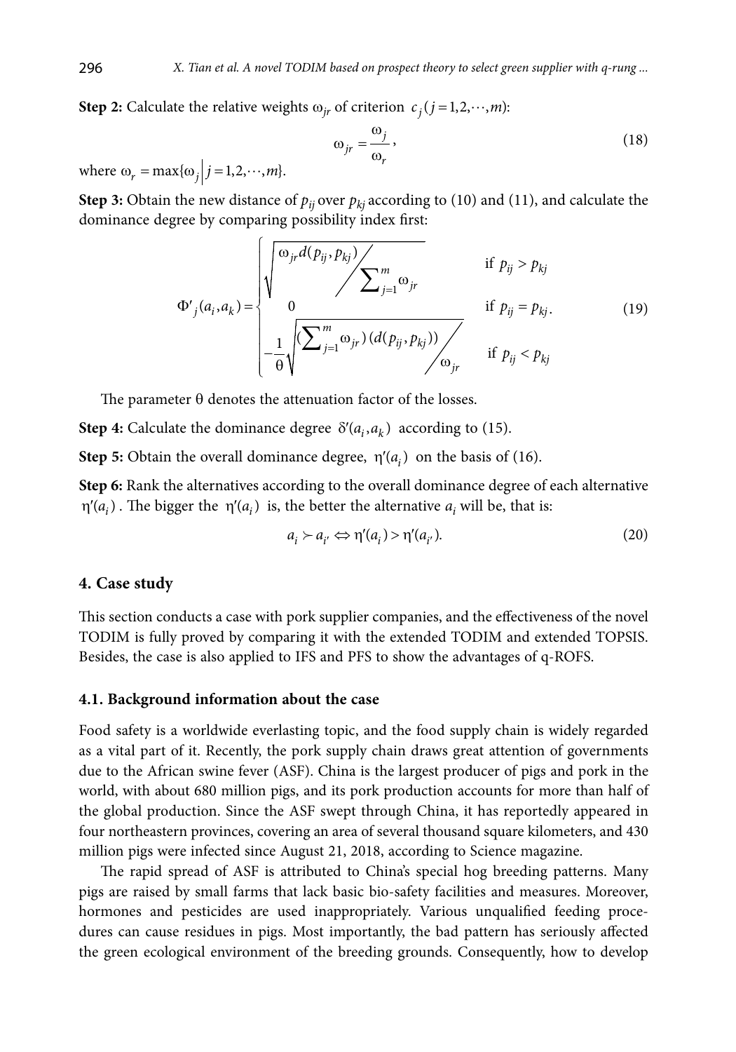**Step 2:** Calculate the relative weights $\omega_{jr}$ of criterion $c_j (j = 1, 2, \cdots, m)$:

$$\omega_{jr} = \frac{\omega_j}{\omega_r}, \tag{18}$$

where $\omega_r = \max\{\omega_j \mid j = 1, 2, \cdots, m\}$.

**Step 3:** Obtain the new distance of $p_{ij}$ over $p_{kj}$ according to (10) and (11), and calculate the dominance degree by comparing possibility index first:

$$\Phi'_j(a_i, a_k) = \begin{cases} \sqrt{\omega_{jr} d(p_{ij}, p_{kj}) \Big/ \sum_{j=1}^{m} \omega_{jr}} & \text{if } p_{ij} > p_{kj} \\ 0 & \text{if } p_{ij} = p_{kj} \\ -\frac{1}{\theta}\sqrt{\left(\sum_{j=1}^{m} \omega_{jr}\right)(d(p_{ij}, p_{kj})) \Big/ \omega_{jr}} & \text{if } p_{ij} < p_{kj} \end{cases}. \tag{19}$$

The parameter $\theta$ denotes the attenuation factor of the losses.

**Step 4:** Calculate the dominance degree $\delta'(a_i, a_k)$ according to (15).

**Step 5:** Obtain the overall dominance degree, $\eta'(a_i)$ on the basis of (16).

**Step 6:** Rank the alternatives according to the overall dominance degree of each alternative $\eta'(a_i)$. The bigger the $\eta'(a_i)$ is, the better the alternative $a_i$ will be, that is:

$$a_i \succ a_{i'} \Leftrightarrow \eta'(a_i) > \eta'(a_{i'}). \tag{20}$$

## 4. Case study

This section conducts a case with pork supplier companies, and the effectiveness of the novel TODIM is fully proved by comparing it with the extended TODIM and extended TOPSIS. Besides, the case is also applied to IFS and PFS to show the advantages of q-ROFS.

### 4.1. Background information about the case

Food safety is a worldwide everlasting topic, and the food supply chain is widely regarded as a vital part of it. Recently, the pork supply chain draws great attention of governments due to the African swine fever (ASF). China is the largest producer of pigs and pork in the world, with about 680 million pigs, and its pork production accounts for more than half of the global production. Since the ASF swept through China, it has reportedly appeared in four northeastern provinces, covering an area of several thousand square kilometers, and 430 million pigs were infected since August 21, 2018, according to Science magazine.

The rapid spread of ASF is attributed to China's special hog breeding patterns. Many pigs are raised by small farms that lack basic bio-safety facilities and measures. Moreover, hormones and pesticides are used inappropriately. Various unqualified feeding procedures can cause residues in pigs. Most importantly, the bad pattern has seriously affected the green ecological environment of the breeding grounds. Consequently, how to develop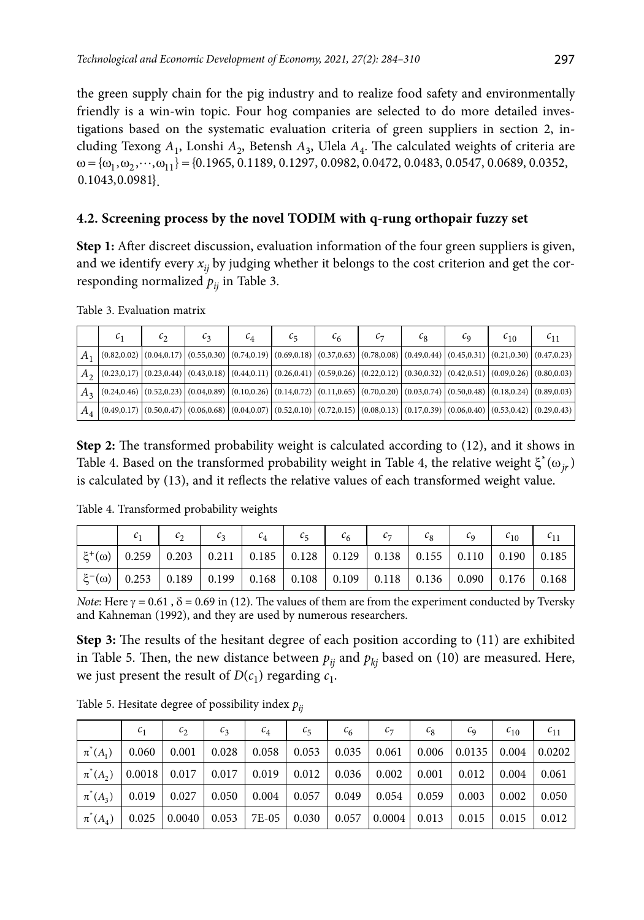the green supply chain for the pig industry and to realize food safety and environmentally friendly is a win-win topic. Four hog companies are selected to do more detailed investigations based on the systematic evaluation criteria of green suppliers in section 2, including Texong $A_1$, Lonshi $A_2$, Betensh $A_3$, Ulela $A_4$. The calculated weights of criteria are $\omega = \{\omega_1, \omega_2, \cdots, \omega_{11}\} = \{0.1965, 0.1189, 0.1297, 0.0982, 0.0472, 0.0483, 0.0547, 0.0689, 0.0352, 0.1043, 0.0981\}$.

## 4.2. Screening process by the novel TODIM with q-rung orthopair fuzzy set

**Step 1:** After discreet discussion, evaluation information of the four green suppliers is given, and we identify every $x_{ij}$ by judging whether it belongs to the cost criterion and get the corresponding normalized $p_{ij}$ in Table 3.

Table 3. Evaluation matrix

| | $c_1$ | $c_2$ | $c_3$ | $c_4$ | $c_5$ | $c_6$ | $c_7$ | $c_8$ | $c_9$ | $c_{10}$ | $c_{11}$ |
|---|---|---|---|---|---|---|---|---|---|---|---|
| $A_1$ | (0.82,0.02) | (0.04,0.17) | (0.55,0.30) | (0.74,0.19) | (0.69,0.18) | (0.37,0.63) | (0.78,0.08) | (0.49,0.44) | (0.45,0.31) | (0.21,0.30) | (0.47,0.23) |
| $A_2$ | (0.23,0.17) | (0.23,0.44) | (0.43,0.18) | (0.44,0.11) | (0.26,0.41) | (0.59,0.26) | (0.22,0.12) | (0.30,0.32) | (0.42,0.51) | (0.09,0.26) | (0.80,0.03) |
| $A_3$ | (0.24,0.46) | (0.52,0.23) | (0.04,0.89) | (0.10,0.26) | (0.14,0.72) | (0.11,0.65) | (0.70,0.20) | (0.03,0.74) | (0.50,0.48) | (0.18,0.24) | (0.89,0.03) |
| $A_4$ | (0.49,0.17) | (0.50,0.47) | (0.06,0.68) | (0.04,0.07) | (0.52,0.10) | (0.72,0.15) | (0.08,0.13) | (0.17,0.39) | (0.06,0.40) | (0.53,0.42) | (0.29,0.43) |

**Step 2:** The transformed probability weight is calculated according to (12), and it shows in Table 4. Based on the transformed probability weight in Table 4, the relative weight $\xi^*(\omega_{jr})$ is calculated by (13), and it reflects the relative values of each transformed weight value.

Table 4. Transformed probability weights

| | $c_1$ | $c_2$ | $c_3$ | $c_4$ | $c_5$ | $c_6$ | $c_7$ | $c_8$ | $c_9$ | $c_{10}$ | $c_{11}$ |
|---|---|---|---|---|---|---|---|---|---|---|---|
| $\xi^+(\omega)$ | 0.259 | 0.203 | 0.211 | 0.185 | 0.128 | 0.129 | 0.138 | 0.155 | 0.110 | 0.190 | 0.185 |
| $\xi^-(\omega)$ | 0.253 | 0.189 | 0.199 | 0.168 | 0.108 | 0.109 | 0.118 | 0.136 | 0.090 | 0.176 | 0.168 |

*Note*: Here $\gamma = 0.61$ , $\delta = 0.69$ in (12). The values of them are from the experiment conducted by Tversky and Kahneman (1992), and they are used by numerous researchers.

**Step 3:** The results of the hesitant degree of each position according to (11) are exhibited in Table 5. Then, the new distance between $p_{ij}$ and $p_{kj}$ based on (10) are measured. Here, we just present the result of $D(c_1)$ regarding $c_1$.

Table 5. Hesitate degree of possibility index $p_{ij}$

| | $c_1$ | $c_2$ | $c_3$ | $c_4$ | $c_5$ | $c_6$ | $c_7$ | $c_8$ | $c_9$ | $c_{10}$ | $c_{11}$ |
|---|---|---|---|---|---|---|---|---|---|---|---|
| $\pi^*(A_1)$ | 0.060 | 0.001 | 0.028 | 0.058 | 0.053 | 0.035 | 0.061 | 0.006 | 0.0135 | 0.004 | 0.0202 |
| $\pi^*(A_2)$ | 0.0018 | 0.017 | 0.017 | 0.019 | 0.012 | 0.036 | 0.002 | 0.001 | 0.012 | 0.004 | 0.061 |
| $\pi^*(A_3)$ | 0.019 | 0.027 | 0.050 | 0.004 | 0.057 | 0.049 | 0.054 | 0.059 | 0.003 | 0.002 | 0.050 |
| $\pi^*(A_4)$ | 0.025 | 0.0040 | 0.053 | 7E-05 | 0.030 | 0.057 | 0.0004 | 0.013 | 0.015 | 0.015 | 0.012 |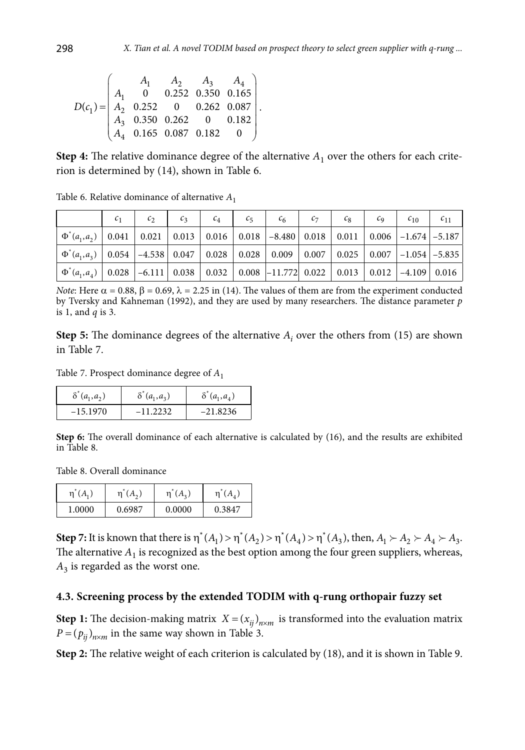$$D(c_1)=\begin{pmatrix} & A_1 & A_2 & A_3 & A_4 \\ A_1 & 0 & 0.252 & 0.350 & 0.165 \\ A_2 & 0.252 & 0 & 0.262 & 0.087 \\ A_3 & 0.350 & 0.262 & 0 & 0.182 \\ A_4 & 0.165 & 0.087 & 0.182 & 0 \end{pmatrix}.$$

**Step 4:** The relative dominance degree of the alternative $A_1$ over the others for each criterion is determined by (14), shown in Table 6.

Table 6. Relative dominance of alternative $A_1$

| | $c_1$ | $c_2$ | $c_3$ | $c_4$ | $c_5$ | $c_6$ | $c_7$ | $c_8$ | $c_9$ | $c_{10}$ | $c_{11}$ |
|---|---|---|---|---|---|---|---|---|---|---|---|
| $\Phi^*(a_1,a_2)$ | 0.041 | 0.021 | 0.013 | 0.016 | 0.018 | –8.480 | 0.018 | 0.011 | 0.006 | –1.674 | –5.187 |
| $\Phi^*(a_1,a_3)$ | 0.054 | –4.538 | 0.047 | 0.028 | 0.028 | 0.009 | 0.007 | 0.025 | 0.007 | –1.054 | –5.835 |
| $\Phi^*(a_1,a_4)$ | 0.028 | –6.111 | 0.038 | 0.032 | 0.008 | –11.772 | 0.022 | 0.013 | 0.012 | –4.109 | 0.016 |

*Note*: Here $\alpha = 0.88$, $\beta = 0.69$, $\lambda = 2.25$ in (14). The values of them are from the experiment conducted by Tversky and Kahneman (1992), and they are used by many researchers. The distance parameter $p$ is 1, and $q$ is 3.

**Step 5:** The dominance degrees of the alternative $A_i$ over the others from (15) are shown in Table 7.

Table 7. Prospect dominance degree of $A_1$

| $\delta^*(a_1,a_2)$ | $\delta^*(a_1,a_3)$ | $\delta^*(a_1,a_4)$ |
|---|---|---|
| –15.1970 | –11.2232 | –21.8236 |

**Step 6:** The overall dominance of each alternative is calculated by (16), and the results are exhibited in Table 8.

Table 8. Overall dominance

| $\eta^*(A_1)$ | $\eta^*(A_2)$ | $\eta^*(A_3)$ | $\eta^*(A_4)$ |
|---|---|---|---|
| 1.0000 | 0.6987 | 0.0000 | 0.3847 |

**Step 7:** It is known that there is $\eta^*(A_1) > \eta^*(A_2) > \eta^*(A_4) > \eta^*(A_3)$, then, $A_1 \succ A_2 \succ A_4 \succ A_3$. The alternative $A_1$ is recognized as the best option among the four green suppliers, whereas, $A_3$ is regarded as the worst one.

### 4.3. Screening process by the extended TODIM with q-rung orthopair fuzzy set

**Step 1:** The decision-making matrix $X = (x_{ij})_{n\times m}$ is transformed into the evaluation matrix $P = (p_{ij})_{n\times m}$ in the same way shown in Table 3.

**Step 2:** The relative weight of each criterion is calculated by (18), and it is shown in Table 9.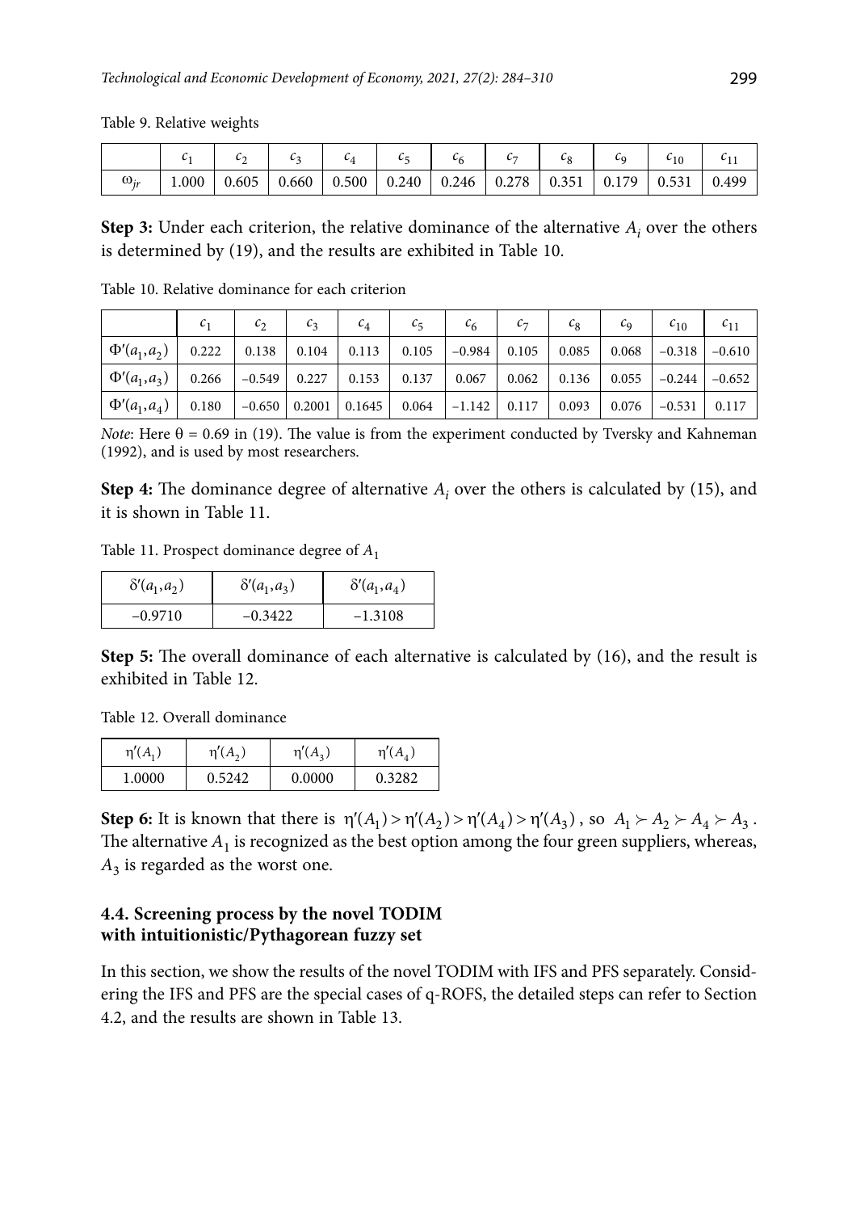Table 9. Relative weights

| | $c_1$ | $c_2$ | $c_3$ | $c_4$ | $c_5$ | $c_6$ | $c_7$ | $c_8$ | $c_9$ | $c_{10}$ | $c_{11}$ |
|---|---|---|---|---|---|---|---|---|---|---|---|
| $\omega_{jr}$ | 1.000 | 0.605 | 0.660 | 0.500 | 0.240 | 0.246 | 0.278 | 0.351 | 0.179 | 0.531 | 0.499 |

**Step 3:** Under each criterion, the relative dominance of the alternative $A_i$ over the others is determined by (19), and the results are exhibited in Table 10.

Table 10. Relative dominance for each criterion

| | $c_1$ | $c_2$ | $c_3$ | $c_4$ | $c_5$ | $c_6$ | $c_7$ | $c_8$ | $c_9$ | $c_{10}$ | $c_{11}$ |
|---|---|---|---|---|---|---|---|---|---|---|---|
| $\Phi'(a_1,a_2)$ | 0.222 | 0.138 | 0.104 | 0.113 | 0.105 | −0.984 | 0.105 | 0.085 | 0.068 | −0.318 | −0.610 |
| $\Phi'(a_1,a_3)$ | 0.266 | −0.549 | 0.227 | 0.153 | 0.137 | 0.067 | 0.062 | 0.136 | 0.055 | −0.244 | −0.652 |
| $\Phi'(a_1,a_4)$ | 0.180 | −0.650 | 0.2001 | 0.1645 | 0.064 | −1.142 | 0.117 | 0.093 | 0.076 | −0.531 | 0.117 |

*Note*: Here $\theta = 0.69$ in (19). The value is from the experiment conducted by Tversky and Kahneman (1992), and is used by most researchers.

**Step 4:** The dominance degree of alternative $A_i$ over the others is calculated by (15), and it is shown in Table 11.

Table 11. Prospect dominance degree of $A_1$

| $\delta'(a_1,a_2)$ | $\delta'(a_1,a_3)$ | $\delta'(a_1,a_4)$ |
|---|---|---|
| −0.9710 | −0.3422 | −1.3108 |

**Step 5:** The overall dominance of each alternative is calculated by (16), and the result is exhibited in Table 12.

Table 12. Overall dominance

| $\eta'(A_1)$ | $\eta'(A_2)$ | $\eta'(A_3)$ | $\eta'(A_4)$ |
|---|---|---|---|
| 1.0000 | 0.5242 | 0.0000 | 0.3282 |

**Step 6:** It is known that there is $\eta'(A_1) > \eta'(A_2) > \eta'(A_4) > \eta'(A_3)$, so $A_1 \succ A_2 \succ A_4 \succ A_3$. The alternative $A_1$ is recognized as the best option among the four green suppliers, whereas, $A_3$ is regarded as the worst one.

### 4.4. Screening process by the novel TODIM with intuitionistic/Pythagorean fuzzy set

In this section, we show the results of the novel TODIM with IFS and PFS separately. Considering the IFS and PFS are the special cases of q-ROFS, the detailed steps can refer to Section 4.2, and the results are shown in Table 13.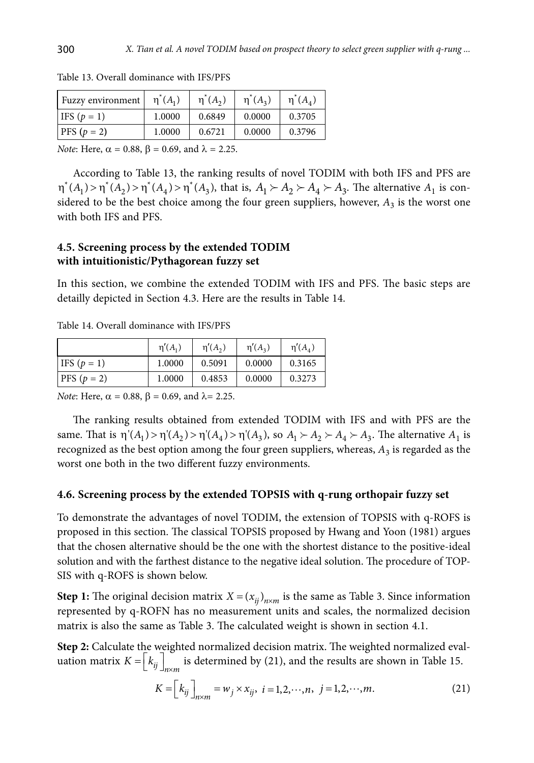Table 13. Overall dominance with IFS/PFS

| Fuzzy environment | $\eta^*(A_1)$ | $\eta^*(A_2)$ | $\eta^*(A_3)$ | $\eta^*(A_4)$ |
|---|---|---|---|---|
| IFS ($p = 1$) | 1.0000 | 0.6849 | 0.0000 | 0.3705 |
| PFS ($p = 2$) | 1.0000 | 0.6721 | 0.0000 | 0.3796 |

*Note*: Here, $\alpha = 0.88$, $\beta = 0.69$, and $\lambda = 2.25$.

According to Table 13, the ranking results of novel TODIM with both IFS and PFS are $\eta^*(A_1) > \eta^*(A_2) > \eta^*(A_4) > \eta^*(A_3)$, that is, $A_1 \succ A_2 \succ A_4 \succ A_3$. The alternative $A_1$ is considered to be the best choice among the four green suppliers, however, $A_3$ is the worst one with both IFS and PFS.

### 4.5. Screening process by the extended TODIM with intuitionistic/Pythagorean fuzzy set

In this section, we combine the extended TODIM with IFS and PFS. The basic steps are detailly depicted in Section 4.3. Here are the results in Table 14.

Table 14. Overall dominance with IFS/PFS

| | $\eta'(A_1)$ | $\eta'(A_2)$ | $\eta'(A_3)$ | $\eta'(A_4)$ |
|---|---|---|---|---|
| IFS ($p = 1$) | 1.0000 | 0.5091 | 0.0000 | 0.3165 |
| PFS ($p = 2$) | 1.0000 | 0.4853 | 0.0000 | 0.3273 |

*Note*: Here, $\alpha = 0.88$, $\beta = 0.69$, and $\lambda = 2.25$.

The ranking results obtained from extended TODIM with IFS and with PFS are the same. That is $\eta'(A_1) > \eta'(A_2) > \eta'(A_4) > \eta'(A_3)$, so $A_1 \succ A_2 \succ A_4 \succ A_3$. The alternative $A_1$ is recognized as the best option among the four green suppliers, whereas, $A_3$ is regarded as the worst one both in the two different fuzzy environments.

### 4.6. Screening process by the extended TOPSIS with q-rung orthopair fuzzy set

To demonstrate the advantages of novel TODIM, the extension of TOPSIS with q-ROFS is proposed in this section. The classical TOPSIS proposed by Hwang and Yoon (1981) argues that the chosen alternative should be the one with the shortest distance to the positive-ideal solution and with the farthest distance to the negative ideal solution. The procedure of TOPSIS with q-ROFS is shown below.

**Step 1:** The original decision matrix $X = (x_{ij})_{n \times m}$ is the same as Table 3. Since information represented by q-ROFN has no measurement units and scales, the normalized decision matrix is also the same as Table 3. The calculated weight is shown in section 4.1.

**Step 2:** Calculate the weighted normalized decision matrix. The weighted normalized evaluation matrix $K = \left[k_{ij}\right]_{n \times m}$ is determined by (21), and the results are shown in Table 15.

$$K = \left[k_{ij}\right]_{n \times m} = w_j \times x_{ij},\ i = 1, 2, \cdots, n,\ j = 1, 2, \cdots, m. \tag{21}$$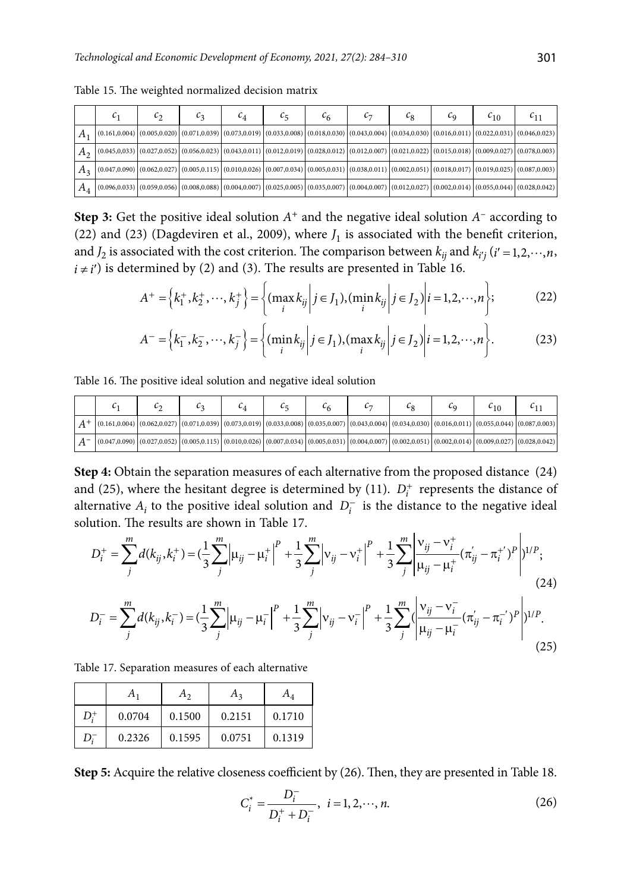Table 15. The weighted normalized decision matrix

| | $c_1$ | $c_2$ | $c_3$ | $c_4$ | $c_5$ | $c_6$ | $c_7$ | $c_8$ | $c_9$ | $c_{10}$ | $c_{11}$ |
|---|---|---|---|---|---|---|---|---|---|---|---|
| $A_1$ | (0.161,0.004) | (0.005,0.020) | (0.071,0.039) | (0.073,0.019) | (0.033,0.008) | (0.018,0.030) | (0.043,0.004) | (0.034,0.030) | (0.016,0.011) | (0.022,0.031) | (0.046,0.023) |
| $A_2$ | (0.045,0.033) | (0.027,0.052) | (0.056,0.023) | (0.043,0.011) | (0.012,0.019) | (0.028,0.012) | (0.012,0.007) | (0.021,0.022) | (0.015,0.018) | (0.009,0.027) | (0.078,0.003) |
| $A_3$ | (0.047,0.090) | (0.062,0.027) | (0.005,0.115) | (0.010,0.026) | (0.007,0.034) | (0.005,0.031) | (0.038,0.011) | (0.002,0.051) | (0.018,0.017) | (0.019,0.025) | (0.087,0.003) |
| $A_4$ | (0.096,0.033) | (0.059,0.056) | (0.008,0.088) | (0.004,0.007) | (0.025,0.005) | (0.035,0.007) | (0.004,0.007) | (0.012,0.027) | (0.002,0.014) | (0.055,0.044) | (0.028,0.042) |

**Step 3:** Get the positive ideal solution $A^+$ and the negative ideal solution $A^-$ according to (22) and (23) (Dagdeviren et al., 2009), where $J_1$ is associated with the benefit criterion, and $J_2$ is associated with the cost criterion. The comparison between $k_{ij}$ and $k_{i'j}$ ($i' = 1, 2, \cdots, n$, $i \neq i'$) is determined by (2) and (3). The results are presented in Table 16.

$$A^+ = \left\{k_1^+, k_2^+, \cdots, k_j^+\right\} = \left\{(\max_i k_{ij} \middle| j \in J_1), (\min_i k_{ij} \middle| j \in J_2) \middle| i = 1, 2, \cdots, n\right\}; \tag{22}$$

$$A^- = \left\{k_1^-, k_2^-, \cdots, k_j^-\right\} = \left\{(\min_i k_{ij} \middle| j \in J_1), (\max_i k_{ij} \middle| j \in J_2) \middle| i = 1, 2, \cdots, n\right\}. \tag{23}$$

Table 16. The positive ideal solution and negative ideal solution

| | $c_1$ | $c_2$ | $c_3$ | $c_4$ | $c_5$ | $c_6$ | $c_7$ | $c_8$ | $c_9$ | $c_{10}$ | $c_{11}$ |
|---|---|---|---|---|---|---|---|---|---|---|---|
| $A^+$ | (0.161,0.004) | (0.062,0.027) | (0.071,0.039) | (0.073,0.019) | (0.033,0.008) | (0.035,0.007) | (0.043,0.004) | (0.034,0.030) | (0.016,0.011) | (0.055,0.044) | (0.087,0.003) |
| $A^-$ | (0.047,0.090) | (0.027,0.052) | (0.005,0.115) | (0.010,0.026) | (0.007,0.034) | (0.005,0.031) | (0.004,0.007) | (0.002,0.051) | (0.002,0.014) | (0.009,0.027) | (0.028,0.042) |

**Step 4:** Obtain the separation measures of each alternative from the proposed distance (24) and (25), where the hesitant degree is determined by (11). $D_i^+$ represents the distance of alternative $A_i$ to the positive ideal solution and $D_i^-$ is the distance to the negative ideal solution. The results are shown in Table 17.

$$D_i^+ = \sum_j^m d(k_{ij}, k_i^+) = \left(\frac{1}{3}\sum_j^m \left|\mu_{ij} - \mu_i^+\right|^P + \frac{1}{3}\sum_j^m \left|\nu_{ij} - \nu_i^+\right|^P + \frac{1}{3}\sum_j^m \left|\frac{\nu_{ij} - \nu_i^+}{\mu_{ij} - \mu_i^+}(\pi'_{ij} - \pi_i^{+'})^P\right|\right)^{1/P}; \tag{24}$$

$$D_i^- = \sum_j^m d(k_{ij}, k_i^-) = \left(\frac{1}{3}\sum_j^m \left|\mu_{ij} - \mu_i^-\right|^P + \frac{1}{3}\sum_j^m \left|\nu_{ij} - \nu_i^-\right|^P + \frac{1}{3}\sum_j^m \left(\left|\frac{\nu_{ij} - \nu_i^-}{\mu_{ij} - \mu_i^-}(\pi'_{ij} - \pi_i^{-'})^P\right|\right)\right)^{1/P}. \tag{25}$$

Table 17. Separation measures of each alternative

| | $A_1$ | $A_2$ | $A_3$ | $A_4$ |
|---|---|---|---|---|
| $D_i^+$ | 0.0704 | 0.1500 | 0.2151 | 0.1710 |
| $D_i^-$ | 0.2326 | 0.1595 | 0.0751 | 0.1319 |

**Step 5:** Acquire the relative closeness coefficient by (26). Then, they are presented in Table 18.

$$C_i^* = \frac{D_i^-}{D_i^+ + D_i^-}, \quad i = 1, 2, \cdots, n. \tag{26}$$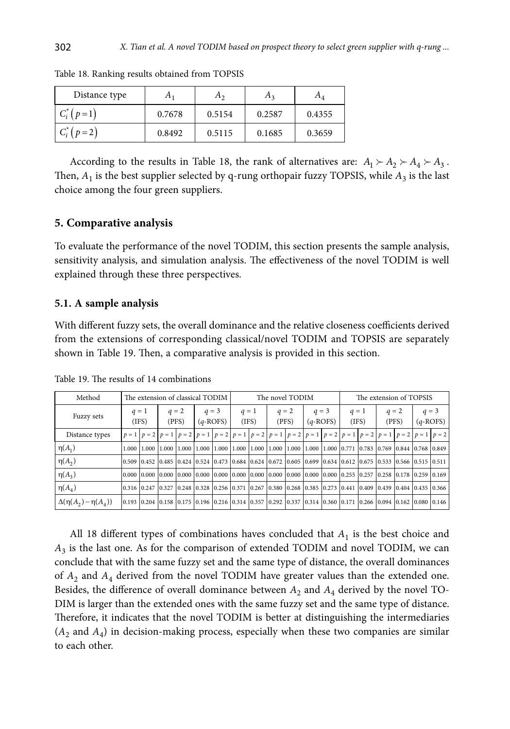Table 18. Ranking results obtained from TOPSIS

| Distance type | $A_1$ | $A_2$ | $A_3$ | $A_4$ |
|---|---|---|---|---|
| $C_i^*(p=1)$ | 0.7678 | 0.5154 | 0.2587 | 0.4355 |
| $C_i^*(p=2)$ | 0.8492 | 0.5115 | 0.1685 | 0.3659 |

According to the results in Table 18, the rank of alternatives are: $A_1 \succ A_2 \succ A_4 \succ A_3$. Then, $A_1$ is the best supplier selected by q-rung orthopair fuzzy TOPSIS, while $A_3$ is the last choice among the four green suppliers.

## 5. Comparative analysis

To evaluate the performance of the novel TODIM, this section presents the sample analysis, sensitivity analysis, and simulation analysis. The effectiveness of the novel TODIM is well explained through these three perspectives.

### 5.1. A sample analysis

With different fuzzy sets, the overall dominance and the relative closeness coefficients derived from the extensions of corresponding classical/novel TODIM and TOPSIS are separately shown in Table 19. Then, a comparative analysis is provided in this section.

Table 19. The results of 14 combinations

| Method | The extension of classical TODIM | | | | | | The novel TODIM | | | | | | The extension of TOPSIS | | | | | |
|---|---|---|---|---|---|---|---|---|---|---|---|---|---|---|---|---|---|---|
| Fuzzy sets | $q=1$ (IFS) | | $q=2$ (PFS) | | $q=3$ ($q$-ROFS) | | $q=1$ (IFS) | | $q=2$ (PFS) | | $q=3$ ($q$-ROFS) | | $q=1$ (IFS) | | $q=2$ (PFS) | | $q=3$ ($q$-ROFS) | |
| Distance types | $p=1$ | $p=2$ | $p=1$ | $p=2$ | $p=1$ | $p=2$ | $p=1$ | $p=2$ | $p=1$ | $p=2$ | $p=1$ | $p=2$ | $p=1$ | $p=2$ | $p=1$ | $p=2$ | $p=1$ | $p=2$ |
| $\eta(A_1)$ | 1.000 | 1.000 | 1.000 | 1.000 | 1.000 | 1.000 | 1.000 | 1.000 | 1.000 | 1.000 | 1.000 | 1.000 | 0.771 | 0.783 | 0.769 | 0.844 | 0.768 | 0.849 |
| $\eta(A_2)$ | 0.509 | 0.452 | 0.485 | 0.424 | 0.524 | 0.473 | 0.684 | 0.624 | 0.672 | 0.605 | 0.699 | 0.634 | 0.612 | 0.675 | 0.533 | 0.566 | 0.515 | 0.511 |
| $\eta(A_3)$ | 0.000 | 0.000 | 0.000 | 0.000 | 0.000 | 0.000 | 0.000 | 0.000 | 0.000 | 0.000 | 0.000 | 0.000 | 0.255 | 0.257 | 0.258 | 0.178 | 0.259 | 0.169 |
| $\eta(A_4)$ | 0.316 | 0.247 | 0.327 | 0.248 | 0.328 | 0.256 | 0.371 | 0.267 | 0.380 | 0.268 | 0.385 | 0.273 | 0.441 | 0.409 | 0.439 | 0.404 | 0.435 | 0.366 |
| $\Delta(\eta(A_2)-\eta(A_4))$ | 0.193 | 0.204 | 0.158 | 0.175 | 0.196 | 0.216 | 0.314 | 0.357 | 0.292 | 0.337 | 0.314 | 0.360 | 0.171 | 0.266 | 0.094 | 0.162 | 0.080 | 0.146 |

All 18 different types of combinations haves concluded that $A_1$ is the best choice and $A_3$ is the last one. As for the comparison of extended TODIM and novel TODIM, we can conclude that with the same fuzzy set and the same type of distance, the overall dominances of $A_2$ and $A_4$ derived from the novel TODIM have greater values than the extended one. Besides, the difference of overall dominance between $A_2$ and $A_4$ derived by the novel TODIM is larger than the extended ones with the same fuzzy set and the same type of distance. Therefore, it indicates that the novel TODIM is better at distinguishing the intermediaries ($A_2$ and $A_4$) in decision-making process, especially when these two companies are similar to each other.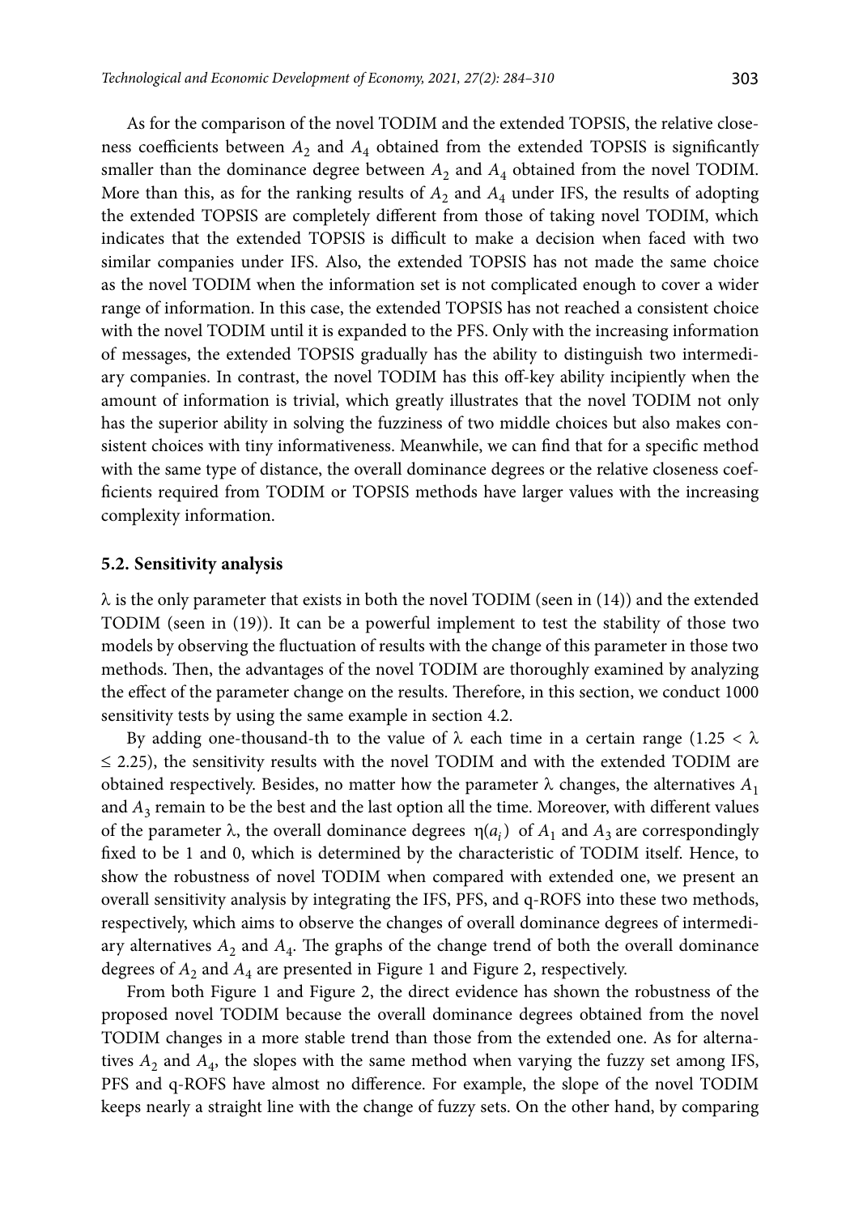As for the comparison of the novel TODIM and the extended TOPSIS, the relative closeness coefficients between $A_2$ and $A_4$ obtained from the extended TOPSIS is significantly smaller than the dominance degree between $A_2$ and $A_4$ obtained from the novel TODIM. More than this, as for the ranking results of $A_2$ and $A_4$ under IFS, the results of adopting the extended TOPSIS are completely different from those of taking novel TODIM, which indicates that the extended TOPSIS is difficult to make a decision when faced with two similar companies under IFS. Also, the extended TOPSIS has not made the same choice as the novel TODIM when the information set is not complicated enough to cover a wider range of information. In this case, the extended TOPSIS has not reached a consistent choice with the novel TODIM until it is expanded to the PFS. Only with the increasing information of messages, the extended TOPSIS gradually has the ability to distinguish two intermediary companies. In contrast, the novel TODIM has this off-key ability incipiently when the amount of information is trivial, which greatly illustrates that the novel TODIM not only has the superior ability in solving the fuzziness of two middle choices but also makes consistent choices with tiny informativeness. Meanwhile, we can find that for a specific method with the same type of distance, the overall dominance degrees or the relative closeness coefficients required from TODIM or TOPSIS methods have larger values with the increasing complexity information.

### 5.2. Sensitivity analysis

$\lambda$ is the only parameter that exists in both the novel TODIM (seen in (14)) and the extended TODIM (seen in (19)). It can be a powerful implement to test the stability of those two models by observing the fluctuation of results with the change of this parameter in those two methods. Then, the advantages of the novel TODIM are thoroughly examined by analyzing the effect of the parameter change on the results. Therefore, in this section, we conduct 1000 sensitivity tests by using the same example in section 4.2.

By adding one-thousand-th to the value of $\lambda$ each time in a certain range ($1.25 < \lambda \leq 2.25$), the sensitivity results with the novel TODIM and with the extended TODIM are obtained respectively. Besides, no matter how the parameter $\lambda$ changes, the alternatives $A_1$ and $A_3$ remain to be the best and the last option all the time. Moreover, with different values of the parameter $\lambda$, the overall dominance degrees $\eta(a_i)$ of $A_1$ and $A_3$ are correspondingly fixed to be 1 and 0, which is determined by the characteristic of TODIM itself. Hence, to show the robustness of novel TODIM when compared with extended one, we present an overall sensitivity analysis by integrating the IFS, PFS, and q-ROFS into these two methods, respectively, which aims to observe the changes of overall dominance degrees of intermediary alternatives $A_2$ and $A_4$. The graphs of the change trend of both the overall dominance degrees of $A_2$ and $A_4$ are presented in Figure 1 and Figure 2, respectively.

From both Figure 1 and Figure 2, the direct evidence has shown the robustness of the proposed novel TODIM because the overall dominance degrees obtained from the novel TODIM changes in a more stable trend than those from the extended one. As for alternatives $A_2$ and $A_4$, the slopes with the same method when varying the fuzzy set among IFS, PFS and q-ROFS have almost no difference. For example, the slope of the novel TODIM keeps nearly a straight line with the change of fuzzy sets. On the other hand, by comparing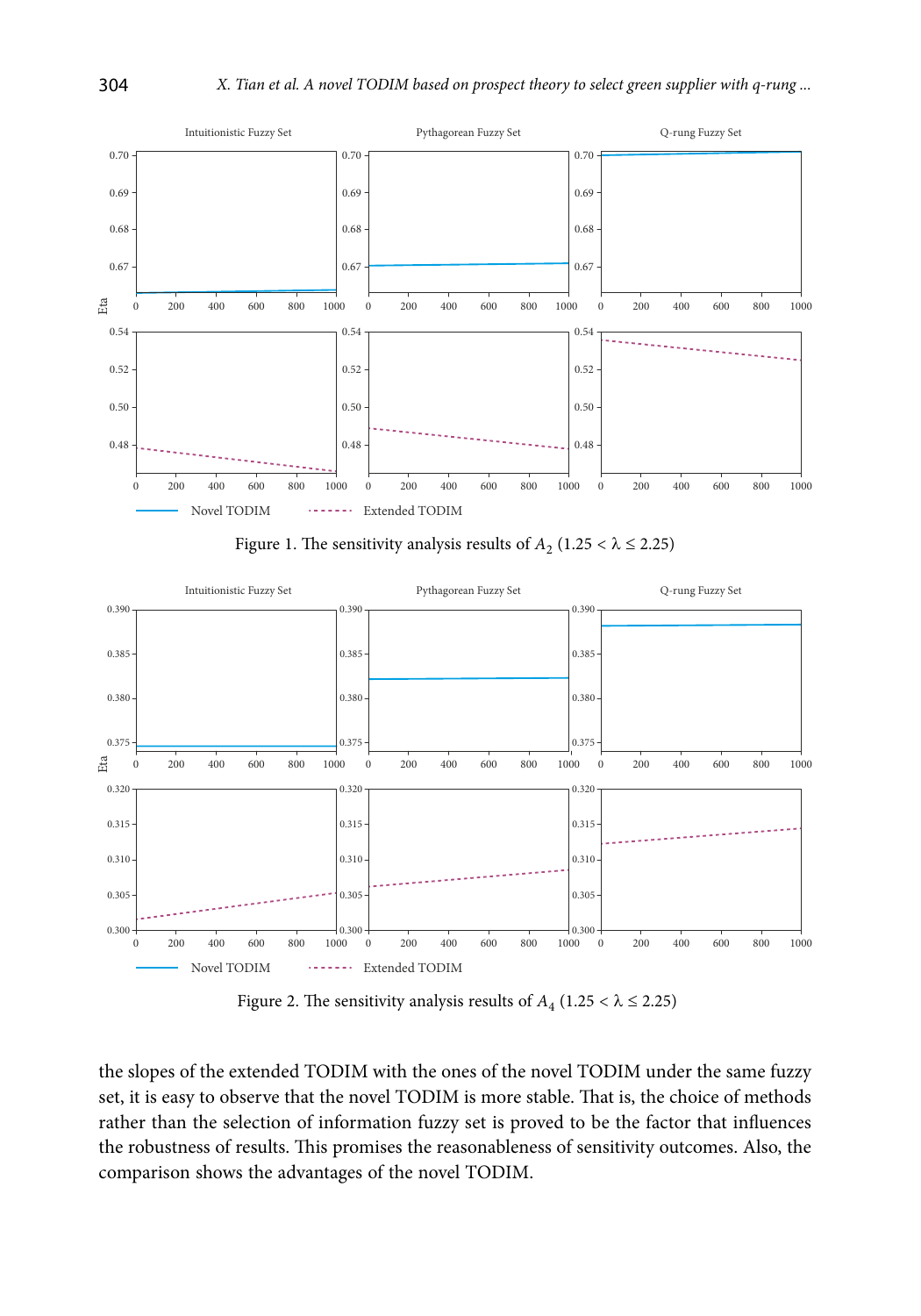Figure 1. The sensitivity analysis results of $A_2$ ($1.25 < \lambda \leq 2.25$)

Figure 2. The sensitivity analysis results of $A_4$ ($1.25 < \lambda \leq 2.25$)

the slopes of the extended TODIM with the ones of the novel TODIM under the same fuzzy set, it is easy to observe that the novel TODIM is more stable. That is, the choice of methods rather than the selection of information fuzzy set is proved to be the factor that influences the robustness of results. This promises the reasonableness of sensitivity outcomes. Also, the comparison shows the advantages of the novel TODIM.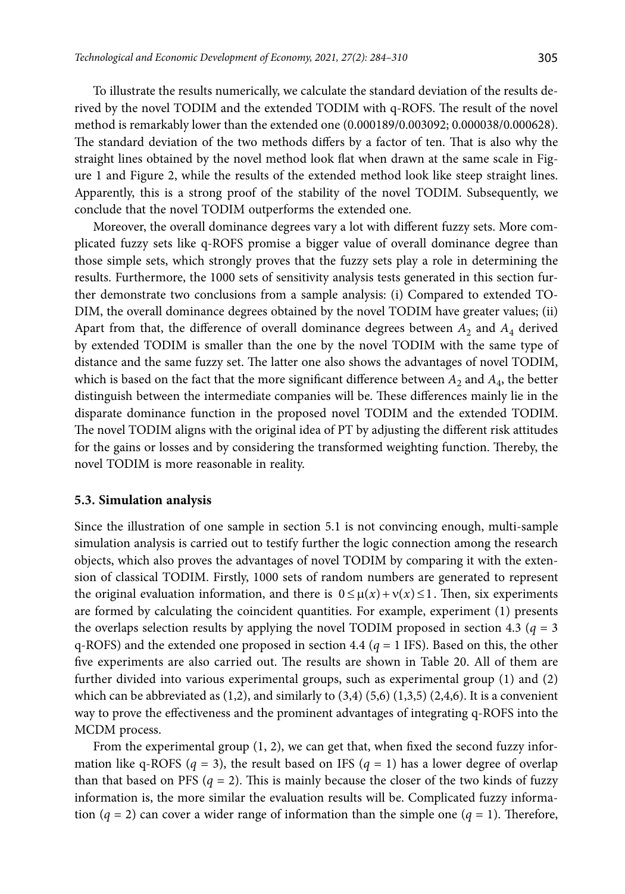To illustrate the results numerically, we calculate the standard deviation of the results derived by the novel TODIM and the extended TODIM with q-ROFS. The result of the novel method is remarkably lower than the extended one (0.000189/0.003092; 0.000038/0.000628). The standard deviation of the two methods differs by a factor of ten. That is also why the straight lines obtained by the novel method look flat when drawn at the same scale in Figure 1 and Figure 2, while the results of the extended method look like steep straight lines. Apparently, this is a strong proof of the stability of the novel TODIM. Subsequently, we conclude that the novel TODIM outperforms the extended one.

Moreover, the overall dominance degrees vary a lot with different fuzzy sets. More complicated fuzzy sets like q-ROFS promise a bigger value of overall dominance degree than those simple sets, which strongly proves that the fuzzy sets play a role in determining the results. Furthermore, the 1000 sets of sensitivity analysis tests generated in this section further demonstrate two conclusions from a sample analysis: (i) Compared to extended TODIM, the overall dominance degrees obtained by the novel TODIM have greater values; (ii) Apart from that, the difference of overall dominance degrees between $A_2$ and $A_4$ derived by extended TODIM is smaller than the one by the novel TODIM with the same type of distance and the same fuzzy set. The latter one also shows the advantages of novel TODIM, which is based on the fact that the more significant difference between $A_2$ and $A_4$, the better distinguish between the intermediate companies will be. These differences mainly lie in the disparate dominance function in the proposed novel TODIM and the extended TODIM. The novel TODIM aligns with the original idea of PT by adjusting the different risk attitudes for the gains or losses and by considering the transformed weighting function. Thereby, the novel TODIM is more reasonable in reality.

### 5.3. Simulation analysis

Since the illustration of one sample in section 5.1 is not convincing enough, multi-sample simulation analysis is carried out to testify further the logic connection among the research objects, which also proves the advantages of novel TODIM by comparing it with the extension of classical TODIM. Firstly, 1000 sets of random numbers are generated to represent the original evaluation information, and there is $0 \le \mu(x) + \nu(x) \le 1$. Then, six experiments are formed by calculating the coincident quantities. For example, experiment (1) presents the overlaps selection results by applying the novel TODIM proposed in section 4.3 ($q$ = 3 q-ROFS) and the extended one proposed in section 4.4 ($q$ = 1 IFS). Based on this, the other five experiments are also carried out. The results are shown in Table 20. All of them are further divided into various experimental groups, such as experimental group (1) and (2) which can be abbreviated as (1,2), and similarly to (3,4) (5,6) (1,3,5) (2,4,6). It is a convenient way to prove the effectiveness and the prominent advantages of integrating q-ROFS into the MCDM process.

From the experimental group (1, 2), we can get that, when fixed the second fuzzy information like q-ROFS ($q$ = 3), the result based on IFS ($q$ = 1) has a lower degree of overlap than that based on PFS ($q$ = 2). This is mainly because the closer of the two kinds of fuzzy information is, the more similar the evaluation results will be. Complicated fuzzy information ($q$ = 2) can cover a wider range of information than the simple one ($q$ = 1). Therefore,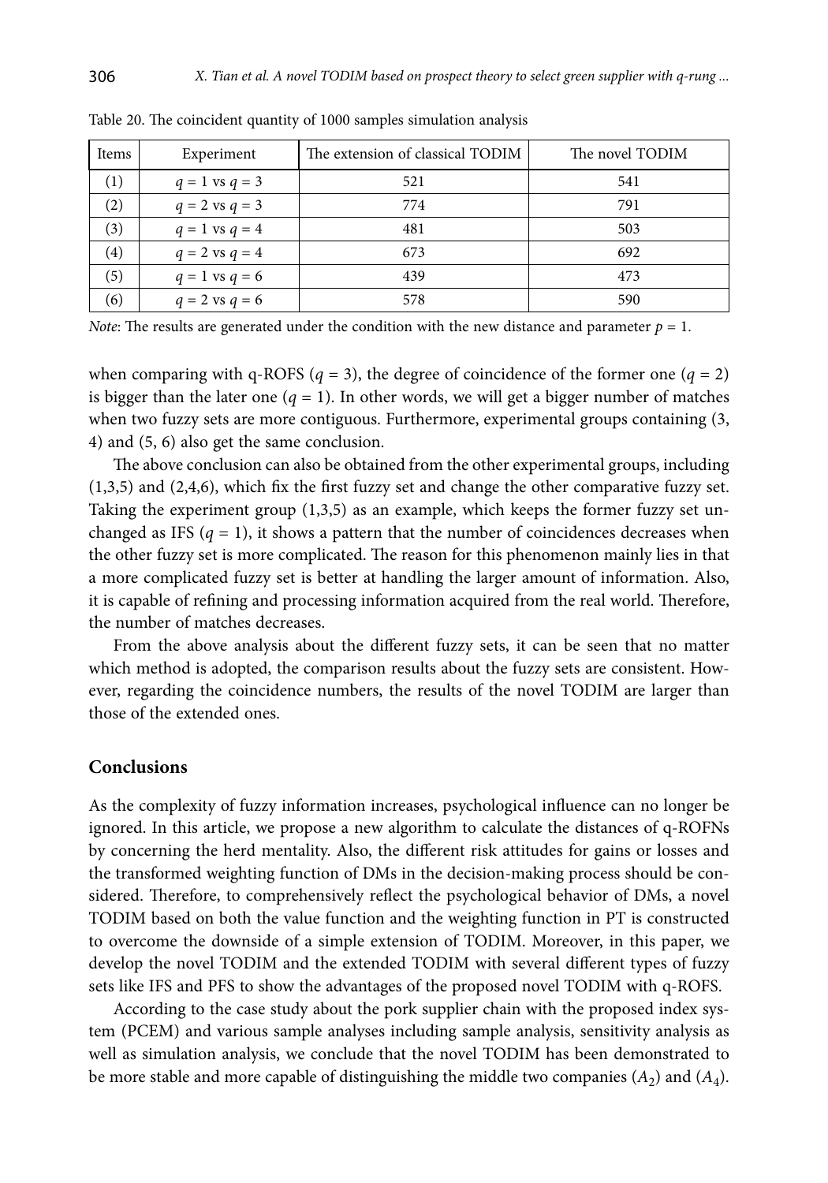Table 20. The coincident quantity of 1000 samples simulation analysis

| Items | Experiment | The extension of classical TODIM | The novel TODIM |
|---|---|---|---|
| (1) | $q = 1$ vs $q = 3$ | 521 | 541 |
| (2) | $q = 2$ vs $q = 3$ | 774 | 791 |
| (3) | $q = 1$ vs $q = 4$ | 481 | 503 |
| (4) | $q = 2$ vs $q = 4$ | 673 | 692 |
| (5) | $q = 1$ vs $q = 6$ | 439 | 473 |
| (6) | $q = 2$ vs $q = 6$ | 578 | 590 |

*Note*: The results are generated under the condition with the new distance and parameter $p = 1$.

when comparing with q-ROFS ($q = 3$), the degree of coincidence of the former one ($q = 2$) is bigger than the later one ($q = 1$). In other words, we will get a bigger number of matches when two fuzzy sets are more contiguous. Furthermore, experimental groups containing (3, 4) and (5, 6) also get the same conclusion.

The above conclusion can also be obtained from the other experimental groups, including (1,3,5) and (2,4,6), which fix the first fuzzy set and change the other comparative fuzzy set. Taking the experiment group (1,3,5) as an example, which keeps the former fuzzy set unchanged as IFS ($q = 1$), it shows a pattern that the number of coincidences decreases when the other fuzzy set is more complicated. The reason for this phenomenon mainly lies in that a more complicated fuzzy set is better at handling the larger amount of information. Also, it is capable of refining and processing information acquired from the real world. Therefore, the number of matches decreases.

From the above analysis about the different fuzzy sets, it can be seen that no matter which method is adopted, the comparison results about the fuzzy sets are consistent. However, regarding the coincidence numbers, the results of the novel TODIM are larger than those of the extended ones.

## Conclusions

As the complexity of fuzzy information increases, psychological influence can no longer be ignored. In this article, we propose a new algorithm to calculate the distances of q-ROFNs by concerning the herd mentality. Also, the different risk attitudes for gains or losses and the transformed weighting function of DMs in the decision-making process should be considered. Therefore, to comprehensively reflect the psychological behavior of DMs, a novel TODIM based on both the value function and the weighting function in PT is constructed to overcome the downside of a simple extension of TODIM. Moreover, in this paper, we develop the novel TODIM and the extended TODIM with several different types of fuzzy sets like IFS and PFS to show the advantages of the proposed novel TODIM with q-ROFS.

According to the case study about the pork supplier chain with the proposed index system (PCEM) and various sample analyses including sample analysis, sensitivity analysis as well as simulation analysis, we conclude that the novel TODIM has been demonstrated to be more stable and more capable of distinguishing the middle two companies ($A_2$) and ($A_4$).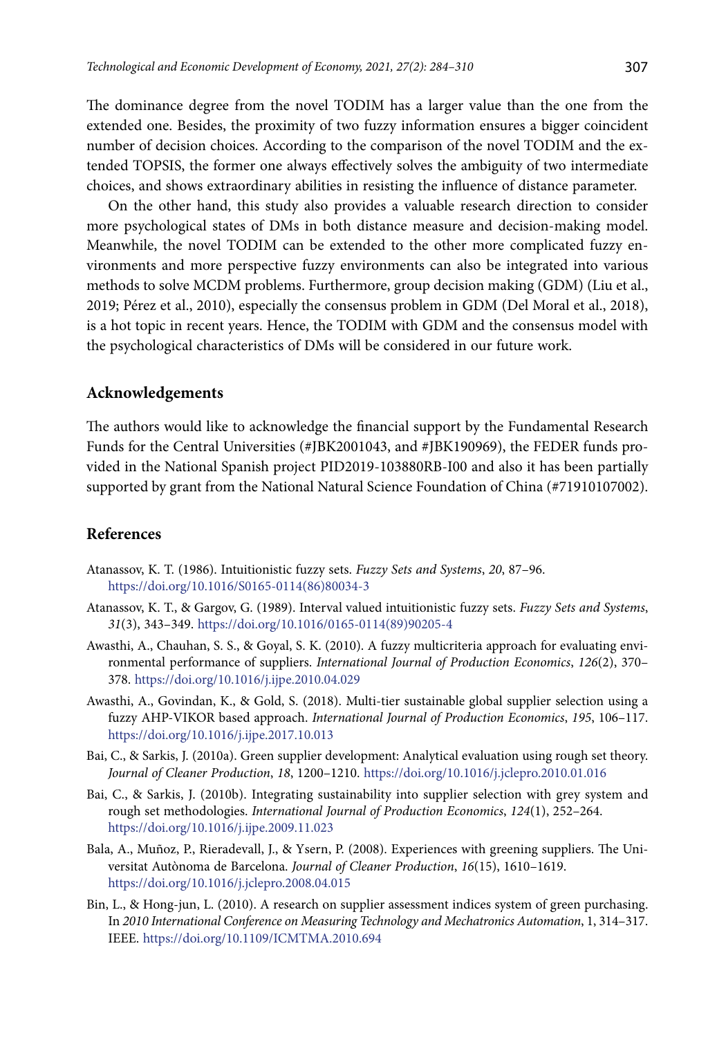The dominance degree from the novel TODIM has a larger value than the one from the extended one. Besides, the proximity of two fuzzy information ensures a bigger coincident number of decision choices. According to the comparison of the novel TODIM and the extended TOPSIS, the former one always effectively solves the ambiguity of two intermediate choices, and shows extraordinary abilities in resisting the influence of distance parameter.

On the other hand, this study also provides a valuable research direction to consider more psychological states of DMs in both distance measure and decision-making model. Meanwhile, the novel TODIM can be extended to the other more complicated fuzzy environments and more perspective fuzzy environments can also be integrated into various methods to solve MCDM problems. Furthermore, group decision making (GDM) (Liu et al., 2019; Pérez et al., 2010), especially the consensus problem in GDM (Del Moral et al., 2018), is a hot topic in recent years. Hence, the TODIM with GDM and the consensus model with the psychological characteristics of DMs will be considered in our future work.

## Acknowledgements

The authors would like to acknowledge the financial support by the Fundamental Research Funds for the Central Universities (#JBK2001043, and #JBK190969), the FEDER funds provided in the National Spanish project PID2019-103880RB-I00 and also it has been partially supported by grant from the National Natural Science Foundation of China (#71910107002).

## References

Atanassov, K. T. (1986). Intuitionistic fuzzy sets. *Fuzzy Sets and Systems*, *20*, 87–96. https://doi.org/10.1016/S0165-0114(86)80034-3

Atanassov, K. T., & Gargov, G. (1989). Interval valued intuitionistic fuzzy sets. *Fuzzy Sets and Systems*, *31*(3), 343–349. https://doi.org/10.1016/0165-0114(89)90205-4

Awasthi, A., Chauhan, S. S., & Goyal, S. K. (2010). A fuzzy multicriteria approach for evaluating environmental performance of suppliers. *International Journal of Production Economics*, *126*(2), 370–378. https://doi.org/10.1016/j.ijpe.2010.04.029

Awasthi, A., Govindan, K., & Gold, S. (2018). Multi-tier sustainable global supplier selection using a fuzzy AHP-VIKOR based approach. *International Journal of Production Economics*, *195*, 106–117. https://doi.org/10.1016/j.ijpe.2017.10.013

Bai, C., & Sarkis, J. (2010a). Green supplier development: Analytical evaluation using rough set theory. *Journal of Cleaner Production*, *18*, 1200–1210. https://doi.org/10.1016/j.jclepro.2010.01.016

Bai, C., & Sarkis, J. (2010b). Integrating sustainability into supplier selection with grey system and rough set methodologies. *International Journal of Production Economics*, *124*(1), 252–264. https://doi.org/10.1016/j.ijpe.2009.11.023

Bala, A., Muñoz, P., Rieradevall, J., & Ysern, P. (2008). Experiences with greening suppliers. The Universitat Autònoma de Barcelona. *Journal of Cleaner Production*, *16*(15), 1610–1619. https://doi.org/10.1016/j.jclepro.2008.04.015

Bin, L., & Hong-jun, L. (2010). A research on supplier assessment indices system of green purchasing. In *2010 International Conference on Measuring Technology and Mechatronics Automation*, 1, 314–317. IEEE. https://doi.org/10.1109/ICMTMA.2010.694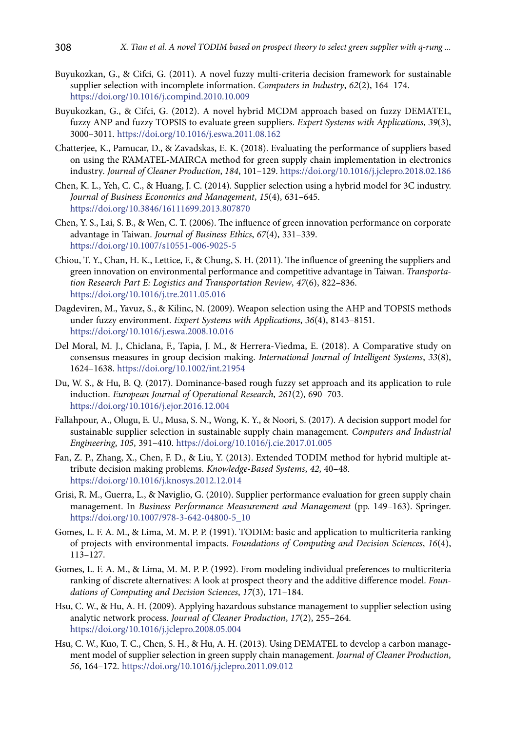Buyukozkan, G., & Cifci, G. (2011). A novel fuzzy multi-criteria decision framework for sustainable supplier selection with incomplete information. *Computers in Industry*, *62*(2), 164–174. https://doi.org/10.1016/j.compind.2010.10.009

Buyukozkan, G., & Cifci, G. (2012). A novel hybrid MCDM approach based on fuzzy DEMATEL, fuzzy ANP and fuzzy TOPSIS to evaluate green suppliers. *Expert Systems with Applications*, *39*(3), 3000–3011. https://doi.org/10.1016/j.eswa.2011.08.162

Chatterjee, K., Pamucar, D., & Zavadskas, E. K. (2018). Evaluating the performance of suppliers based on using the R'AMATEL-MAIRCA method for green supply chain implementation in electronics industry. *Journal of Cleaner Production*, *184*, 101–129. https://doi.org/10.1016/j.jclepro.2018.02.186

Chen, K. L., Yeh, C. C., & Huang, J. C. (2014). Supplier selection using a hybrid model for 3C industry. *Journal of Business Economics and Management*, *15*(4), 631–645. https://doi.org/10.3846/16111699.2013.807870

Chen, Y. S., Lai, S. B., & Wen, C. T. (2006). The influence of green innovation performance on corporate advantage in Taiwan. *Journal of Business Ethics*, *67*(4), 331–339. https://doi.org/10.1007/s10551-006-9025-5

Chiou, T. Y., Chan, H. K., Lettice, F., & Chung, S. H. (2011). The influence of greening the suppliers and green innovation on environmental performance and competitive advantage in Taiwan. *Transportation Research Part E: Logistics and Transportation Review*, *47*(6), 822–836. https://doi.org/10.1016/j.tre.2011.05.016

Dagdeviren, M., Yavuz, S., & Kilinc, N. (2009). Weapon selection using the AHP and TOPSIS methods under fuzzy environment. *Expert Systems with Applications*, *36*(4), 8143–8151. https://doi.org/10.1016/j.eswa.2008.10.016

Del Moral, M. J., Chiclana, F., Tapia, J. M., & Herrera-Viedma, E. (2018). A Comparative study on consensus measures in group decision making. *International Journal of Intelligent Systems*, *33*(8), 1624–1638. https://doi.org/10.1002/int.21954

Du, W. S., & Hu, B. Q. (2017). Dominance-based rough fuzzy set approach and its application to rule induction. *European Journal of Operational Research*, *261*(2), 690–703. https://doi.org/10.1016/j.ejor.2016.12.004

Fallahpour, A., Olugu, E. U., Musa, S. N., Wong, K. Y., & Noori, S. (2017). A decision support model for sustainable supplier selection in sustainable supply chain management. *Computers and Industrial Engineering*, *105*, 391–410. https://doi.org/10.1016/j.cie.2017.01.005

Fan, Z. P., Zhang, X., Chen, F. D., & Liu, Y. (2013). Extended TODIM method for hybrid multiple attribute decision making problems. *Knowledge-Based Systems*, *42*, 40–48. https://doi.org/10.1016/j.knosys.2012.12.014

Grisi, R. M., Guerra, L., & Naviglio, G. (2010). Supplier performance evaluation for green supply chain management. In *Business Performance Measurement and Management* (pp. 149–163). Springer. https://doi.org/10.1007/978-3-642-04800-5_10

Gomes, L. F. A. M., & Lima, M. M. P. P. (1991). TODIM: basic and application to multicriteria ranking of projects with environmental impacts. *Foundations of Computing and Decision Sciences*, *16*(4), 113–127.

Gomes, L. F. A. M., & Lima, M. M. P. P. (1992). From modeling individual preferences to multicriteria ranking of discrete alternatives: A look at prospect theory and the additive difference model. *Foundations of Computing and Decision Sciences*, *17*(3), 171–184.

Hsu, C. W., & Hu, A. H. (2009). Applying hazardous substance management to supplier selection using analytic network process. *Journal of Cleaner Production*, *17*(2), 255–264. https://doi.org/10.1016/j.jclepro.2008.05.004

Hsu, C. W., Kuo, T. C., Chen, S. H., & Hu, A. H. (2013). Using DEMATEL to develop a carbon management model of supplier selection in green supply chain management. *Journal of Cleaner Production*, *56*, 164–172. https://doi.org/10.1016/j.jclepro.2011.09.012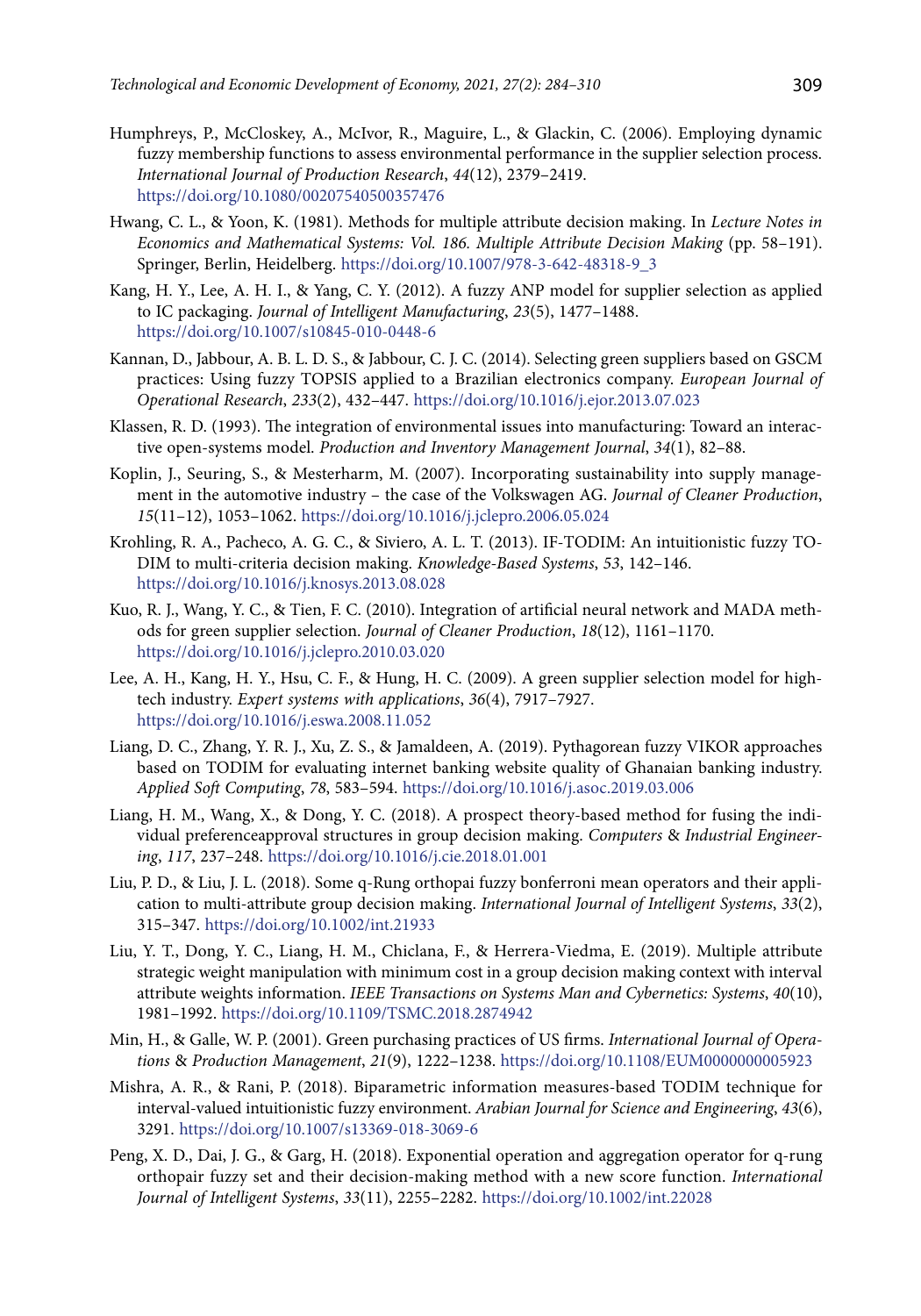Humphreys, P., McCloskey, A., McIvor, R., Maguire, L., & Glackin, C. (2006). Employing dynamic fuzzy membership functions to assess environmental performance in the supplier selection process. *International Journal of Production Research*, *44*(12), 2379–2419. https://doi.org/10.1080/00207540500357476

Hwang, C. L., & Yoon, K. (1981). Methods for multiple attribute decision making. In *Lecture Notes in Economics and Mathematical Systems: Vol. 186. Multiple Attribute Decision Making* (pp. 58–191). Springer, Berlin, Heidelberg. https://doi.org/10.1007/978-3-642-48318-9_3

Kang, H. Y., Lee, A. H. I., & Yang, C. Y. (2012). A fuzzy ANP model for supplier selection as applied to IC packaging. *Journal of Intelligent Manufacturing*, *23*(5), 1477–1488. https://doi.org/10.1007/s10845-010-0448-6

Kannan, D., Jabbour, A. B. L. D. S., & Jabbour, C. J. C. (2014). Selecting green suppliers based on GSCM practices: Using fuzzy TOPSIS applied to a Brazilian electronics company. *European Journal of Operational Research*, *233*(2), 432–447. https://doi.org/10.1016/j.ejor.2013.07.023

Klassen, R. D. (1993). The integration of environmental issues into manufacturing: Toward an interactive open-systems model. *Production and Inventory Management Journal*, *34*(1), 82–88.

Koplin, J., Seuring, S., & Mesterharm, M. (2007). Incorporating sustainability into supply management in the automotive industry – the case of the Volkswagen AG. *Journal of Cleaner Production*, *15*(11–12), 1053–1062. https://doi.org/10.1016/j.jclepro.2006.05.024

Krohling, R. A., Pacheco, A. G. C., & Siviero, A. L. T. (2013). IF-TODIM: An intuitionistic fuzzy TODIM to multi-criteria decision making. *Knowledge-Based Systems*, *53*, 142–146. https://doi.org/10.1016/j.knosys.2013.08.028

Kuo, R. J., Wang, Y. C., & Tien, F. C. (2010). Integration of artificial neural network and MADA methods for green supplier selection. *Journal of Cleaner Production*, *18*(12), 1161–1170. https://doi.org/10.1016/j.jclepro.2010.03.020

Lee, A. H., Kang, H. Y., Hsu, C. F., & Hung, H. C. (2009). A green supplier selection model for high-tech industry. *Expert systems with applications*, *36*(4), 7917–7927. https://doi.org/10.1016/j.eswa.2008.11.052

Liang, D. C., Zhang, Y. R. J., Xu, Z. S., & Jamaldeen, A. (2019). Pythagorean fuzzy VIKOR approaches based on TODIM for evaluating internet banking website quality of Ghanaian banking industry. *Applied Soft Computing*, *78*, 583–594. https://doi.org/10.1016/j.asoc.2019.03.006

Liang, H. M., Wang, X., & Dong, Y. C. (2018). A prospect theory-based method for fusing the individual preferenceapproval structures in group decision making. *Computers & Industrial Engineering*, *117*, 237–248. https://doi.org/10.1016/j.cie.2018.01.001

Liu, P. D., & Liu, J. L. (2018). Some q-Rung orthopai fuzzy bonferroni mean operators and their application to multi-attribute group decision making. *International Journal of Intelligent Systems*, *33*(2), 315–347. https://doi.org/10.1002/int.21933

Liu, Y. T., Dong, Y. C., Liang, H. M., Chiclana, F., & Herrera-Viedma, E. (2019). Multiple attribute strategic weight manipulation with minimum cost in a group decision making context with interval attribute weights information. *IEEE Transactions on Systems Man and Cybernetics: Systems*, *40*(10), 1981–1992. https://doi.org/10.1109/TSMC.2018.2874942

Min, H., & Galle, W. P. (2001). Green purchasing practices of US firms. *International Journal of Operations & Production Management*, *21*(9), 1222–1238. https://doi.org/10.1108/EUM0000000005923

Mishra, A. R., & Rani, P. (2018). Biparametric information measures-based TODIM technique for interval-valued intuitionistic fuzzy environment. *Arabian Journal for Science and Engineering*, *43*(6), 3291. https://doi.org/10.1007/s13369-018-3069-6

Peng, X. D., Dai, J. G., & Garg, H. (2018). Exponential operation and aggregation operator for q-rung orthopair fuzzy set and their decision-making method with a new score function. *International Journal of Intelligent Systems*, *33*(11), 2255–2282. https://doi.org/10.1002/int.22028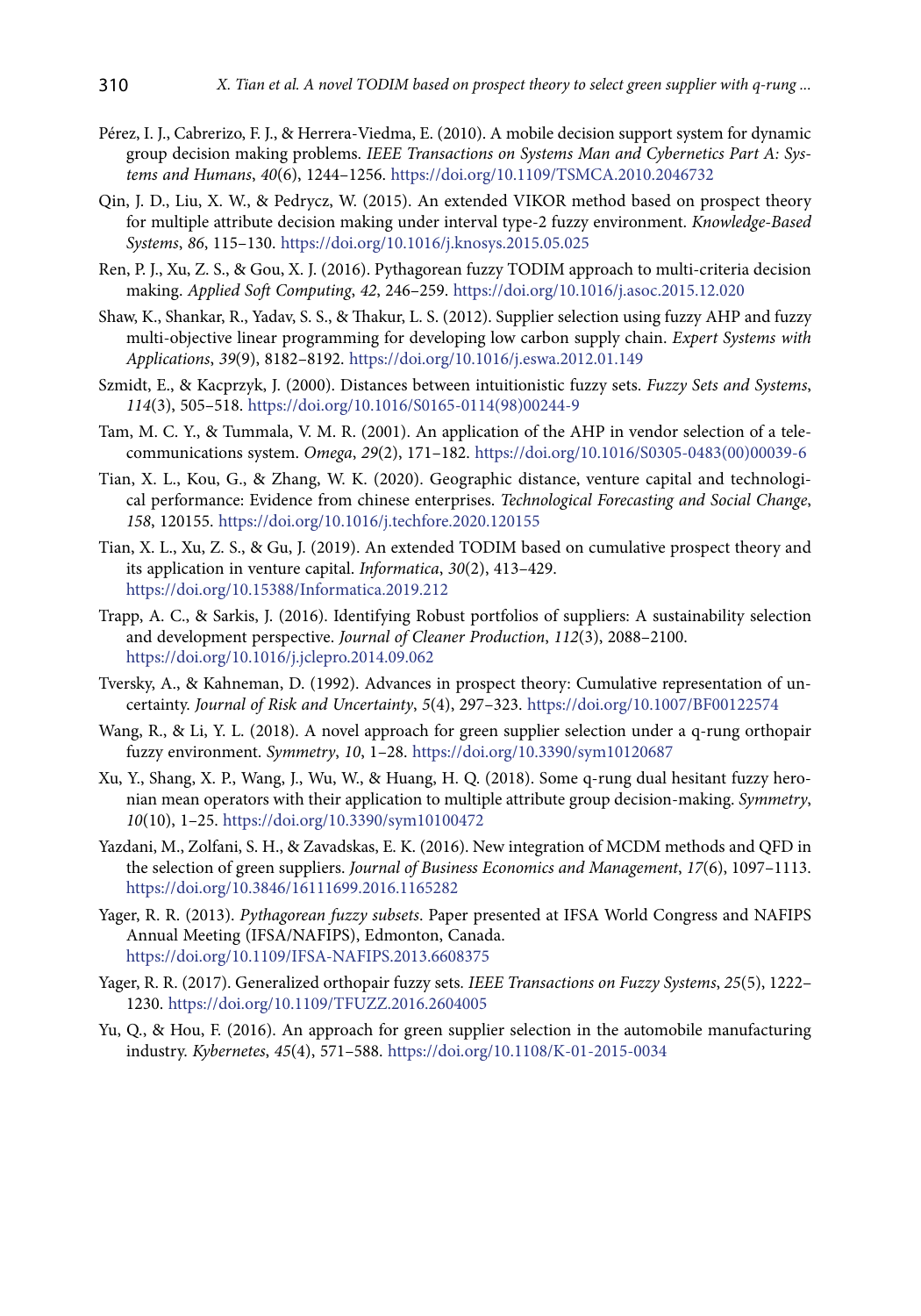Pérez, I. J., Cabrerizo, F. J., & Herrera-Viedma, E. (2010). A mobile decision support system for dynamic group decision making problems. *IEEE Transactions on Systems Man and Cybernetics Part A: Systems and Humans*, *40*(6), 1244–1256. https://doi.org/10.1109/TSMCA.2010.2046732

Qin, J. D., Liu, X. W., & Pedrycz, W. (2015). An extended VIKOR method based on prospect theory for multiple attribute decision making under interval type-2 fuzzy environment. *Knowledge-Based Systems*, *86*, 115–130. https://doi.org/10.1016/j.knosys.2015.05.025

Ren, P. J., Xu, Z. S., & Gou, X. J. (2016). Pythagorean fuzzy TODIM approach to multi-criteria decision making. *Applied Soft Computing*, *42*, 246–259. https://doi.org/10.1016/j.asoc.2015.12.020

Shaw, K., Shankar, R., Yadav, S. S., & Thakur, L. S. (2012). Supplier selection using fuzzy AHP and fuzzy multi-objective linear programming for developing low carbon supply chain. *Expert Systems with Applications*, *39*(9), 8182–8192. https://doi.org/10.1016/j.eswa.2012.01.149

Szmidt, E., & Kacprzyk, J. (2000). Distances between intuitionistic fuzzy sets. *Fuzzy Sets and Systems*, *114*(3), 505–518. https://doi.org/10.1016/S0165-0114(98)00244-9

Tam, M. C. Y., & Tummala, V. M. R. (2001). An application of the AHP in vendor selection of a telecommunications system. *Omega*, *29*(2), 171–182. https://doi.org/10.1016/S0305-0483(00)00039-6

Tian, X. L., Kou, G., & Zhang, W. K. (2020). Geographic distance, venture capital and technological performance: Evidence from chinese enterprises. *Technological Forecasting and Social Change*, *158*, 120155. https://doi.org/10.1016/j.techfore.2020.120155

Tian, X. L., Xu, Z. S., & Gu, J. (2019). An extended TODIM based on cumulative prospect theory and its application in venture capital. *Informatica*, *30*(2), 413–429. https://doi.org/10.15388/Informatica.2019.212

Trapp, A. C., & Sarkis, J. (2016). Identifying Robust portfolios of suppliers: A sustainability selection and development perspective. *Journal of Cleaner Production*, *112*(3), 2088–2100. https://doi.org/10.1016/j.jclepro.2014.09.062

Tversky, A., & Kahneman, D. (1992). Advances in prospect theory: Cumulative representation of uncertainty. *Journal of Risk and Uncertainty*, *5*(4), 297–323. https://doi.org/10.1007/BF00122574

Wang, R., & Li, Y. L. (2018). A novel approach for green supplier selection under a q-rung orthopair fuzzy environment. *Symmetry*, *10*, 1–28. https://doi.org/10.3390/sym10120687

Xu, Y., Shang, X. P., Wang, J., Wu, W., & Huang, H. Q. (2018). Some q-rung dual hesitant fuzzy heronian mean operators with their application to multiple attribute group decision-making. *Symmetry*, *10*(10), 1–25. https://doi.org/10.3390/sym10100472

Yazdani, M., Zolfani, S. H., & Zavadskas, E. K. (2016). New integration of MCDM methods and QFD in the selection of green suppliers. *Journal of Business Economics and Management*, *17*(6), 1097–1113. https://doi.org/10.3846/16111699.2016.1165282

Yager, R. R. (2013). *Pythagorean fuzzy subsets*. Paper presented at IFSA World Congress and NAFIPS Annual Meeting (IFSA/NAFIPS), Edmonton, Canada. https://doi.org/10.1109/IFSA-NAFIPS.2013.6608375

Yager, R. R. (2017). Generalized orthopair fuzzy sets. *IEEE Transactions on Fuzzy Systems*, *25*(5), 1222–1230. https://doi.org/10.1109/TFUZZ.2016.2604005

Yu, Q., & Hou, F. (2016). An approach for green supplier selection in the automobile manufacturing industry. *Kybernetes*, *45*(4), 571–588. https://doi.org/10.1108/K-01-2015-0034